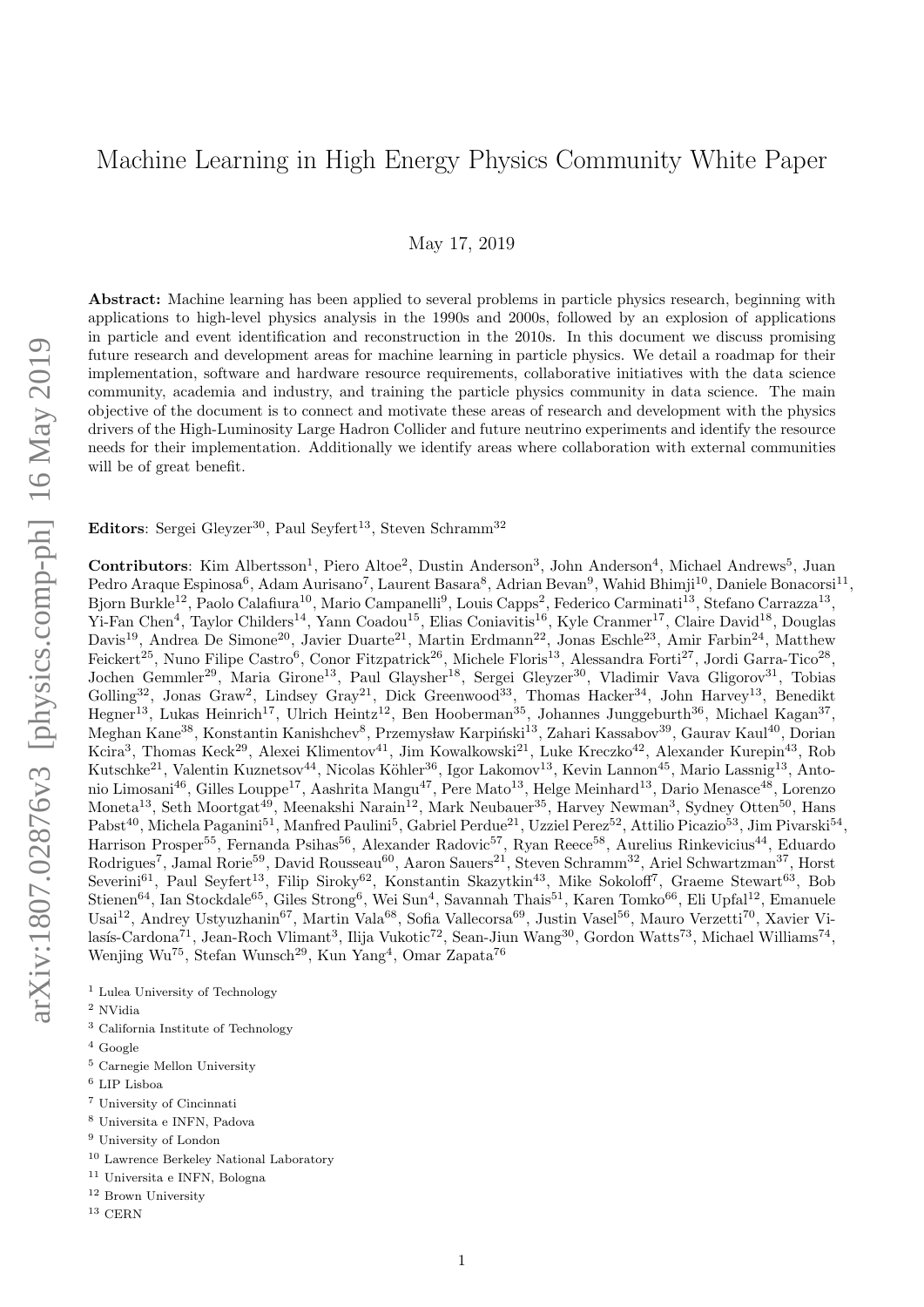# Machine Learning in High Energy Physics Community White Paper

May 17, 2019

**Abstract:** Machine learning has been applied to several problems in particle physics research, beginning with applications to high-level physics analysis in the 1990s and 2000s, followed by an explosion of applications in particle and event identification and reconstruction in the 2010s. In this document we discuss promising future research and development areas for machine learning in particle physics. We detail a roadmap for their implementation, software and hardware resource requirements, collaborative initiatives with the data science community, academia and industry, and training the particle physics community in data science. The main objective of the document is to connect and motivate these areas of research and development with the physics drivers of the High-Luminosity Large Hadron Collider and future neutrino experiments and identify the resource needs for their implementation. Additionally we identify areas where collaboration with external communities will be of great benefit.

**Editors**: Sergei Gleyzer[30], Paul Seyfert[13], Steven Schramm[32]

**Contributors**: Kim Albertsson[1], Piero Altoe[2], Dustin Anderson[3], John Anderson[4], Michael Andrews[5], Juan Pedro Araque Espinosa[6], Adam Aurisano[7], Laurent Basara[8], Adrian Bevan[9], Wahid Bhimji[10], Daniele Bonacorsi[11], Bjorn Burkle[12], Paolo Calafiura[10], Mario Campanelli[9], Louis Capps[2], Federico Carminati[13], Stefano Carrazza[13], Yi-Fan Chen[4], Taylor Childers[14], Yann Coadou[15], Elias Coniavitis[16], Kyle Cranmer[17], Claire David[18], Douglas Davis[19], Andrea De Simone[20], Javier Duarte[21], Martin Erdmann[22], Jonas Eschle[23], Amir Farbin[24], Matthew Feickert[25], Nuno Filipe Castro[6], Conor Fitzpatrick[26], Michele Floris[13], Alessandra Forti[27], Jordi Garra-Tico[28], Jochen Gemmler[29], Maria Girone[13], Paul Glaysher[18], Sergei Gleyzer[30], Vladimir Vava Gligorov[31], Tobias Golling[32], Jonas Graw[2], Lindsey Gray[21], Dick Greenwood[33], Thomas Hacker[34], John Harvey[13], Benedikt Hegner[13], Lukas Heinrich[17], Ulrich Heintz[12], Ben Hooberman[35], Johannes Junggeburth[36], Michael Kagan[37], Meghan Kane[38], Konstantin Kanishchev[8], Przemysław Karpiński[13], Zahari Kassabov[39], Gaurav Kaul[40], Dorian Kcira[3], Thomas Keck[29], Alexei Klimentov[41], Jim Kowalkowski[21], Luke Kreczko[42], Alexander Kurepin[43], Rob Kutschke[21], Valentin Kuznetsov[44], Nicolas Köhler[36], Igor Lakomov[13], Kevin Lannon[45], Mario Lassnig[13], Antonio Limosani[46], Gilles Louppe[17], Aashrita Mangu[47], Pere Mato[13], Helge Meinhard[13], Dario Menasce[48], Lorenzo Moneta[13], Seth Moortgat[49], Meenakshi Narain[12], Mark Neubauer[35], Harvey Newman[3], Sydney Otten[50], Hans Pabst[40], Michela Paganini[51], Manfred Paulini[5], Gabriel Perdue[21], Uzziel Perez[52], Attilio Picazio[53], Jim Pivarski[54], Harrison Prosper[55], Fernanda Psihas[56], Alexander Radovic[57], Ryan Reece[58], Aurelius Rinkevicius[44], Eduardo Rodrigues[7], Jamal Rorie[59], David Rousseau[60], Aaron Sauers[21], Steven Schramm[32], Ariel Schwartzman[37], Horst Severini[61], Paul Seyfert[13], Filip Siroky[62], Konstantin Skazytkin[43], Mike Sokoloff[7], Graeme Stewart[63], Bob Stienen[64], Ian Stockdale[65], Giles Strong[6], Wei Sun[4], Savannah Thais[51], Karen Tomko[66], Eli Upfal[12], Emanuele Usai[12], Andrey Ustyuzhanin[67], Martin Vala[68], Sofia Vallecorsa[69], Justin Vasel[56], Mauro Verzetti[70], Xavier Vilasís-Cardona[71], Jean-Roch Vlimant[3], Ilija Vukotic[72], Sean-Jiun Wang[30], Gordon Watts[73], Michael Williams[74], Wenjing Wu[75], Stefan Wunsch[29], Kun Yang[4], Omar Zapata[76]

[1] Lulea University of Technology
[2] NVidia
[3] California Institute of Technology
[4] Google
[5] Carnegie Mellon University
[6] LIP Lisboa
[7] University of Cincinnati
[8] Universita e INFN, Padova
[9] University of London
[10] Lawrence Berkeley National Laboratory
[11] Universita e INFN, Bologna
[12] Brown University
[13] CERN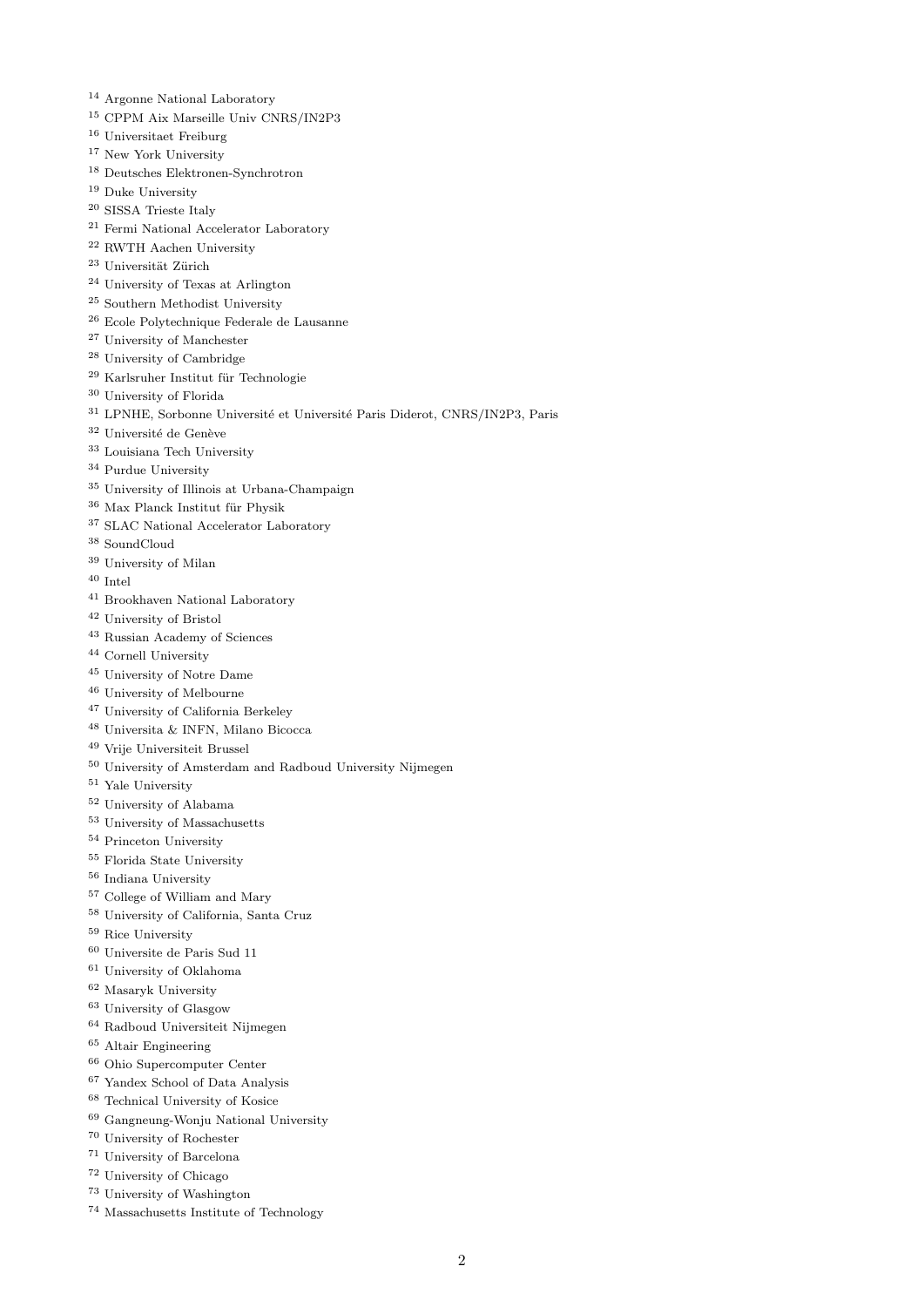[14] Argonne National Laboratory
[15] CPPM Aix Marseille Univ CNRS/IN2P3
[16] Universitaet Freiburg
[17] New York University
[18] Deutsches Elektronen-Synchrotron
[19] Duke University
[20] SISSA Trieste Italy
[21] Fermi National Accelerator Laboratory
[22] RWTH Aachen University
[23] Universität Zürich
[24] University of Texas at Arlington
[25] Southern Methodist University
[26] Ecole Polytechnique Federale de Lausanne
[27] University of Manchester
[28] University of Cambridge
[29] Karlsruher Institut für Technologie
[30] University of Florida
[31] LPNHE, Sorbonne Université et Université Paris Diderot, CNRS/IN2P3, Paris
[32] Université de Genève
[33] Louisiana Tech University
[34] Purdue University
[35] University of Illinois at Urbana-Champaign
[36] Max Planck Institut für Physik
[37] SLAC National Accelerator Laboratory
[38] SoundCloud
[39] University of Milan
[40] Intel
[41] Brookhaven National Laboratory
[42] University of Bristol
[43] Russian Academy of Sciences
[44] Cornell University
[45] University of Notre Dame
[46] University of Melbourne
[47] University of California Berkeley
[48] Universita & INFN, Milano Bicocca
[49] Vrije Universiteit Brussel
[50] University of Amsterdam and Radboud University Nijmegen
[51] Yale University
[52] University of Alabama
[53] University of Massachusetts
[54] Princeton University
[55] Florida State University
[56] Indiana University
[57] College of William and Mary
[58] University of California, Santa Cruz
[59] Rice University
[60] Universite de Paris Sud 11
[61] University of Oklahoma
[62] Masaryk University
[63] University of Glasgow
[64] Radboud Universiteit Nijmegen
[65] Altair Engineering
[66] Ohio Supercomputer Center
[67] Yandex School of Data Analysis
[68] Technical University of Kosice
[69] Gangneung-Wonju National University
[70] University of Rochester
[71] University of Barcelona
[72] University of Chicago
[73] University of Washington
[74] Massachusetts Institute of Technology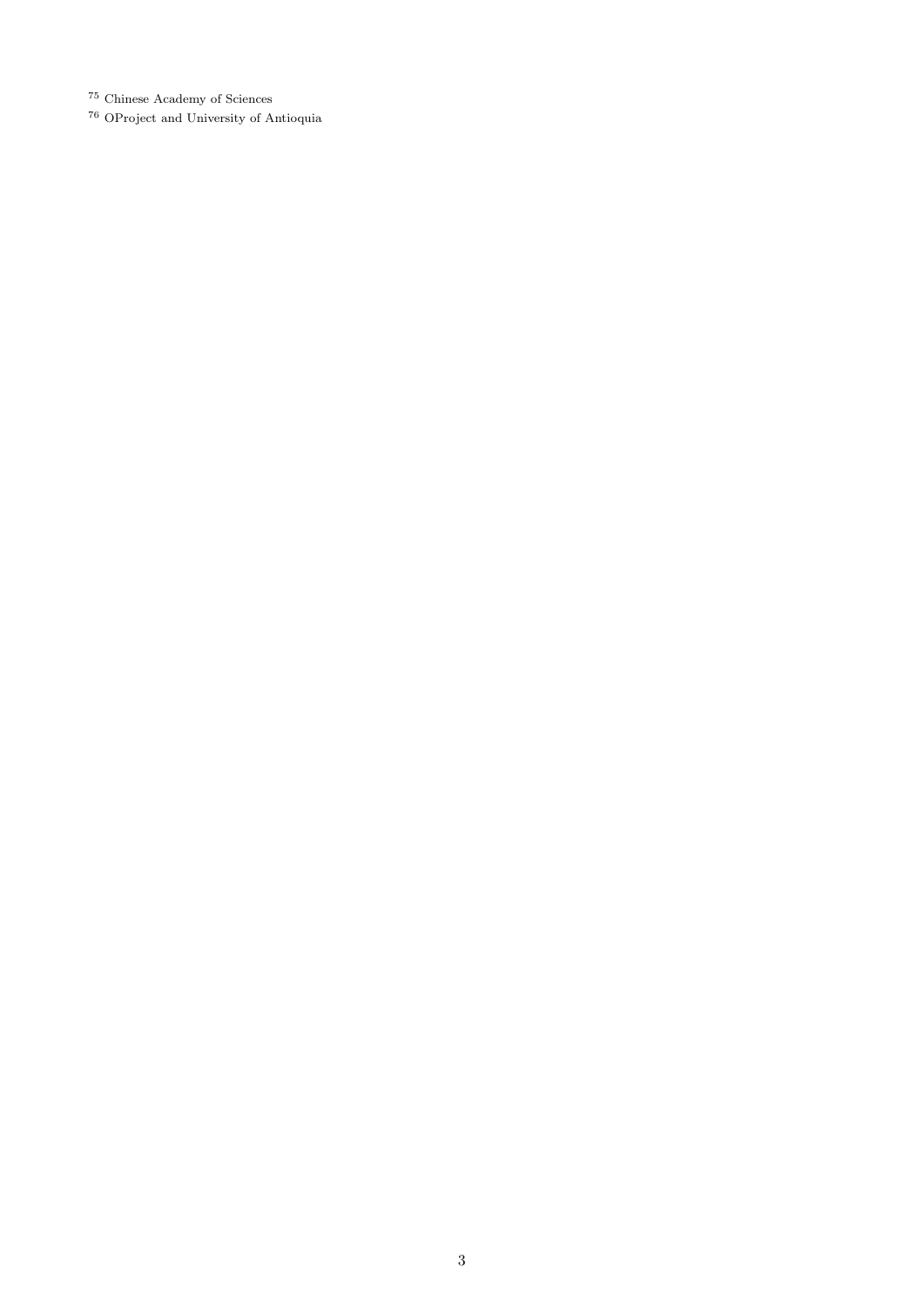[75] Chinese Academy of Sciences

[76] OProject and University of Antioquia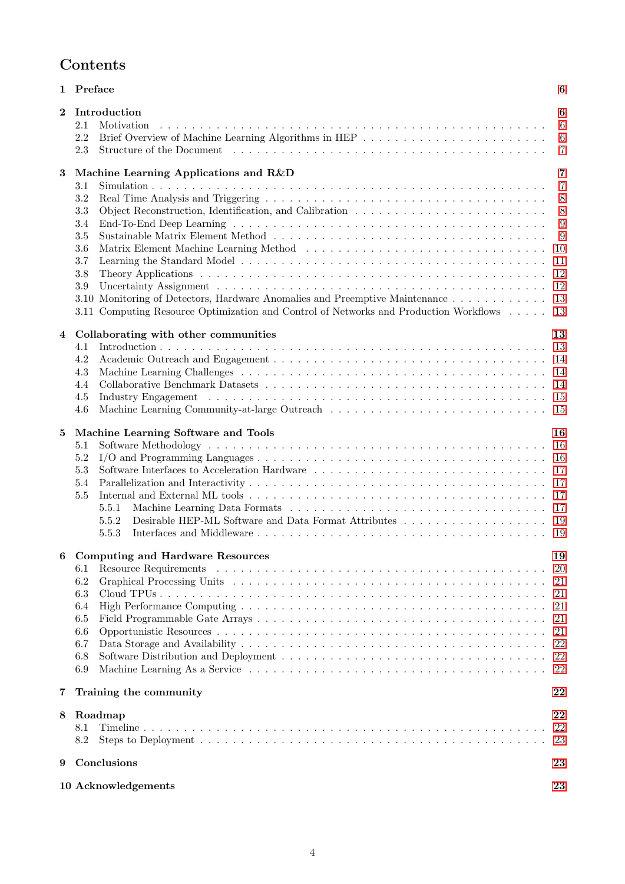# Contents

**1 Preface** 6

**2 Introduction** 6
- 2.1 Motivation 6
- 2.2 Brief Overview of Machine Learning Algorithms in HEP 6
- 2.3 Structure of the Document 7

**3 Machine Learning Applications and R&D** 7
- 3.1 Simulation 7
- 3.2 Real Time Analysis and Triggering 8
- 3.3 Object Reconstruction, Identification, and Calibration 8
- 3.4 End-To-End Deep Learning 9
- 3.5 Sustainable Matrix Element Method 9
- 3.6 Matrix Element Machine Learning Method 10
- 3.7 Learning the Standard Model 11
- 3.8 Theory Applications 12
- 3.9 Uncertainty Assignment 12
- 3.10 Monitoring of Detectors, Hardware Anomalies and Preemptive Maintenance 13
- 3.11 Computing Resource Optimization and Control of Networks and Production Workflows 13

**4 Collaborating with other communities** 13
- 4.1 Introduction 13
- 4.2 Academic Outreach and Engagement 14
- 4.3 Machine Learning Challenges 14
- 4.4 Collaborative Benchmark Datasets 14
- 4.5 Industry Engagement 15
- 4.6 Machine Learning Community-at-large Outreach 15

**5 Machine Learning Software and Tools** 16
- 5.1 Software Methodology 16
- 5.2 I/O and Programming Languages 16
- 5.3 Software Interfaces to Acceleration Hardware 17
- 5.4 Parallelization and Interactivity 17
- 5.5 Internal and External ML tools 17
  - 5.5.1 Machine Learning Data Formats 17
  - 5.5.2 Desirable HEP-ML Software and Data Format Attributes 19
  - 5.5.3 Interfaces and Middleware 19

**6 Computing and Hardware Resources** 19
- 6.1 Resource Requirements 20
- 6.2 Graphical Processing Units 21
- 6.3 Cloud TPUs 21
- 6.4 High Performance Computing 21
- 6.5 Field Programmable Gate Arrays 21
- 6.6 Opportunistic Resources 21
- 6.7 Data Storage and Availability 22
- 6.8 Software Distribution and Deployment 22
- 6.9 Machine Learning As a Service 22

**7 Training the community** 22

**8 Roadmap** 22
- 8.1 Timeline 22
- 8.2 Steps to Deployment 23

**9 Conclusions** 23

**10 Acknowledgements** 23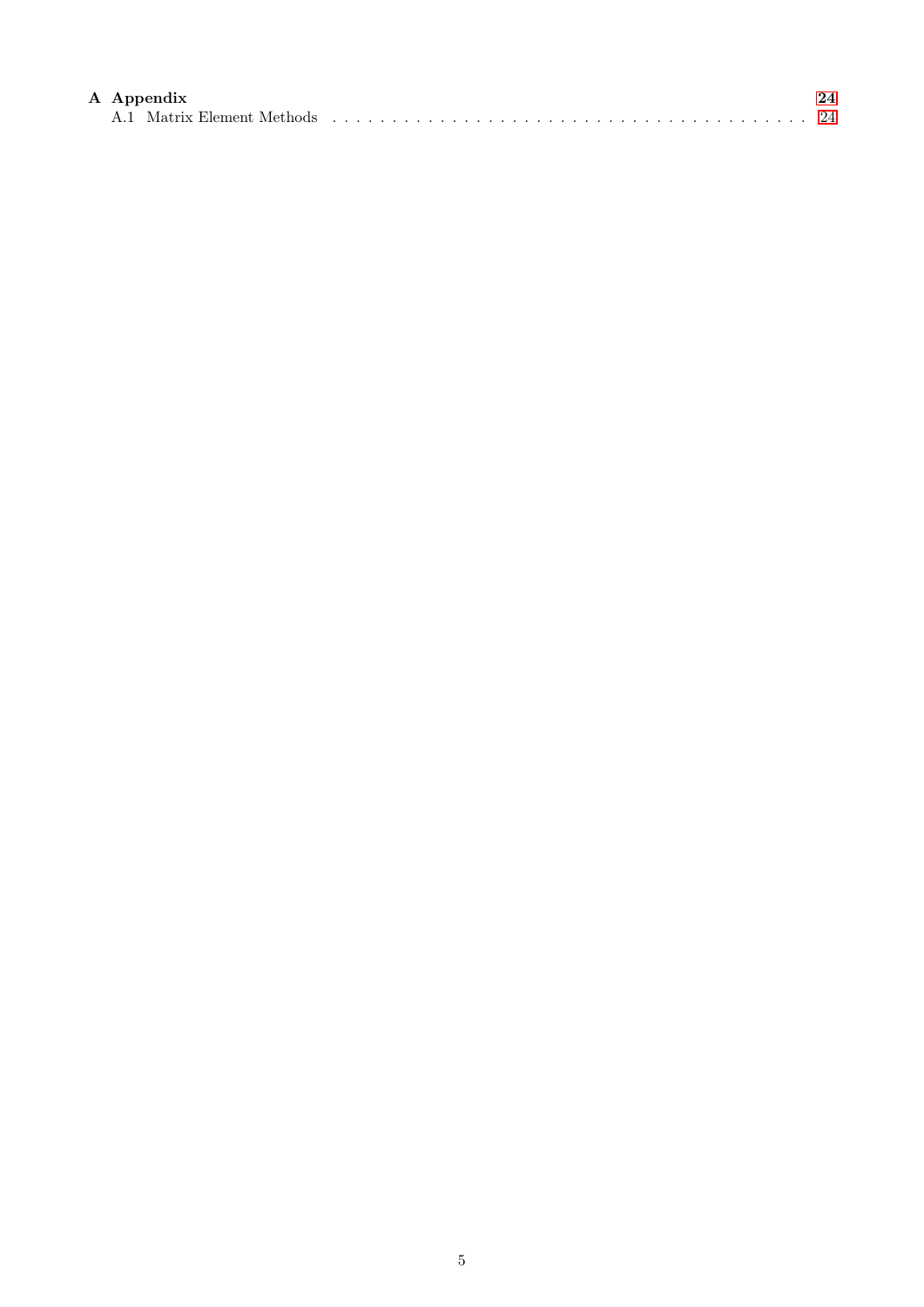**A Appendix** **24**

A.1 Matrix Element Methods . . . . . . . . . . . . . . . . . . . . . . . . . . . . . . . . . . . . . . . . . 24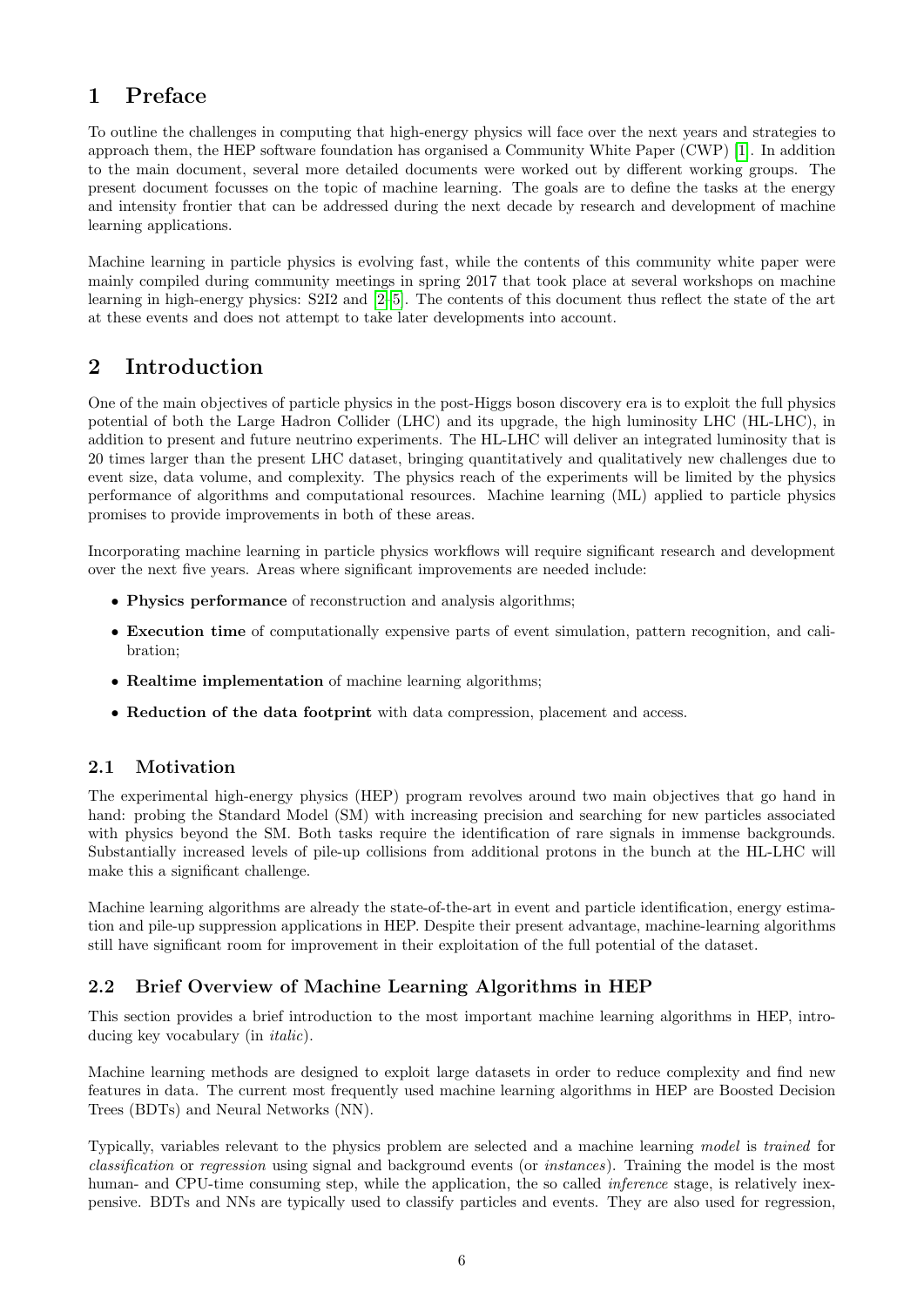# 1 Preface

To outline the challenges in computing that high-energy physics will face over the next years and strategies to approach them, the HEP software foundation has organised a Community White Paper (CWP) [1]. In addition to the main document, several more detailed documents were worked out by different working groups. The present document focusses on the topic of machine learning. The goals are to define the tasks at the energy and intensity frontier that can be addressed during the next decade by research and development of machine learning applications.

Machine learning in particle physics is evolving fast, while the contents of this community white paper were mainly compiled during community meetings in spring 2017 that took place at several workshops on machine learning in high-energy physics: S2I2 and [2–5]. The contents of this document thus reflect the state of the art at these events and does not attempt to take later developments into account.

# 2 Introduction

One of the main objectives of particle physics in the post-Higgs boson discovery era is to exploit the full physics potential of both the Large Hadron Collider (LHC) and its upgrade, the high luminosity LHC (HL-LHC), in addition to present and future neutrino experiments. The HL-LHC will deliver an integrated luminosity that is 20 times larger than the present LHC dataset, bringing quantitatively and qualitatively new challenges due to event size, data volume, and complexity. The physics reach of the experiments will be limited by the physics performance of algorithms and computational resources. Machine learning (ML) applied to particle physics promises to provide improvements in both of these areas.

Incorporating machine learning in particle physics workflows will require significant research and development over the next five years. Areas where significant improvements are needed include:

- **Physics performance** of reconstruction and analysis algorithms;
- **Execution time** of computationally expensive parts of event simulation, pattern recognition, and calibration;
- **Realtime implementation** of machine learning algorithms;
- **Reduction of the data footprint** with data compression, placement and access.

## 2.1 Motivation

The experimental high-energy physics (HEP) program revolves around two main objectives that go hand in hand: probing the Standard Model (SM) with increasing precision and searching for new particles associated with physics beyond the SM. Both tasks require the identification of rare signals in immense backgrounds. Substantially increased levels of pile-up collisions from additional protons in the bunch at the HL-LHC will make this a significant challenge.

Machine learning algorithms are already the state-of-the-art in event and particle identification, energy estimation and pile-up suppression applications in HEP. Despite their present advantage, machine-learning algorithms still have significant room for improvement in their exploitation of the full potential of the dataset.

## 2.2 Brief Overview of Machine Learning Algorithms in HEP

This section provides a brief introduction to the most important machine learning algorithms in HEP, introducing key vocabulary (in *italic*).

Machine learning methods are designed to exploit large datasets in order to reduce complexity and find new features in data. The current most frequently used machine learning algorithms in HEP are Boosted Decision Trees (BDTs) and Neural Networks (NN).

Typically, variables relevant to the physics problem are selected and a machine learning *model* is *trained* for *classification* or *regression* using signal and background events (or *instances*). Training the model is the most human- and CPU-time consuming step, while the application, the so called *inference* stage, is relatively inexpensive. BDTs and NNs are typically used to classify particles and events. They are also used for regression,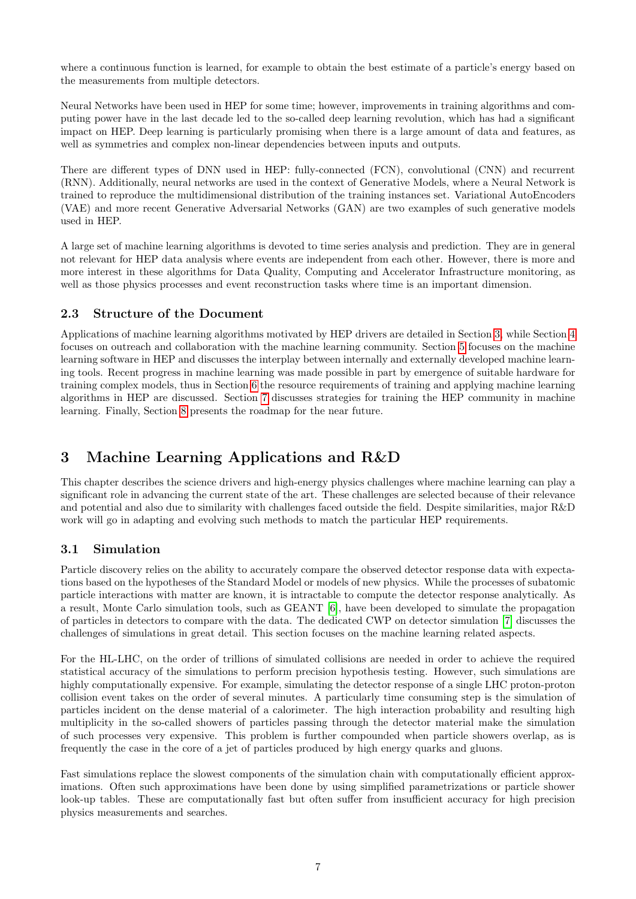where a continuous function is learned, for example to obtain the best estimate of a particle's energy based on the measurements from multiple detectors.

Neural Networks have been used in HEP for some time; however, improvements in training algorithms and computing power have in the last decade led to the so-called deep learning revolution, which has had a significant impact on HEP. Deep learning is particularly promising when there is a large amount of data and features, as well as symmetries and complex non-linear dependencies between inputs and outputs.

There are different types of DNN used in HEP: fully-connected (FCN), convolutional (CNN) and recurrent (RNN). Additionally, neural networks are used in the context of Generative Models, where a Neural Network is trained to reproduce the multidimensional distribution of the training instances set. Variational AutoEncoders (VAE) and more recent Generative Adversarial Networks (GAN) are two examples of such generative models used in HEP.

A large set of machine learning algorithms is devoted to time series analysis and prediction. They are in general not relevant for HEP data analysis where events are independent from each other. However, there is more and more interest in these algorithms for Data Quality, Computing and Accelerator Infrastructure monitoring, as well as those physics processes and event reconstruction tasks where time is an important dimension.

### 2.3 Structure of the Document

Applications of machine learning algorithms motivated by HEP drivers are detailed in Section 3, while Section 4 focuses on outreach and collaboration with the machine learning community. Section 5 focuses on the machine learning software in HEP and discusses the interplay between internally and externally developed machine learning tools. Recent progress in machine learning was made possible in part by emergence of suitable hardware for training complex models, thus in Section 6 the resource requirements of training and applying machine learning algorithms in HEP are discussed. Section 7 discusses strategies for training the HEP community in machine learning. Finally, Section 8 presents the roadmap for the near future.

## 3 Machine Learning Applications and R&D

This chapter describes the science drivers and high-energy physics challenges where machine learning can play a significant role in advancing the current state of the art. These challenges are selected because of their relevance and potential and also due to similarity with challenges faced outside the field. Despite similarities, major R&D work will go in adapting and evolving such methods to match the particular HEP requirements.

### 3.1 Simulation

Particle discovery relies on the ability to accurately compare the observed detector response data with expectations based on the hypotheses of the Standard Model or models of new physics. While the processes of subatomic particle interactions with matter are known, it is intractable to compute the detector response analytically. As a result, Monte Carlo simulation tools, such as GEANT [6], have been developed to simulate the propagation of particles in detectors to compare with the data. The dedicated CWP on detector simulation [7] discusses the challenges of simulations in great detail. This section focuses on the machine learning related aspects.

For the HL-LHC, on the order of trillions of simulated collisions are needed in order to achieve the required statistical accuracy of the simulations to perform precision hypothesis testing. However, such simulations are highly computationally expensive. For example, simulating the detector response of a single LHC proton-proton collision event takes on the order of several minutes. A particularly time consuming step is the simulation of particles incident on the dense material of a calorimeter. The high interaction probability and resulting high multiplicity in the so-called showers of particles passing through the detector material make the simulation of such processes very expensive. This problem is further compounded when particle showers overlap, as is frequently the case in the core of a jet of particles produced by high energy quarks and gluons.

Fast simulations replace the slowest components of the simulation chain with computationally efficient approximations. Often such approximations have been done by using simplified parametrizations or particle shower look-up tables. These are computationally fast but often suffer from insufficient accuracy for high precision physics measurements and searches.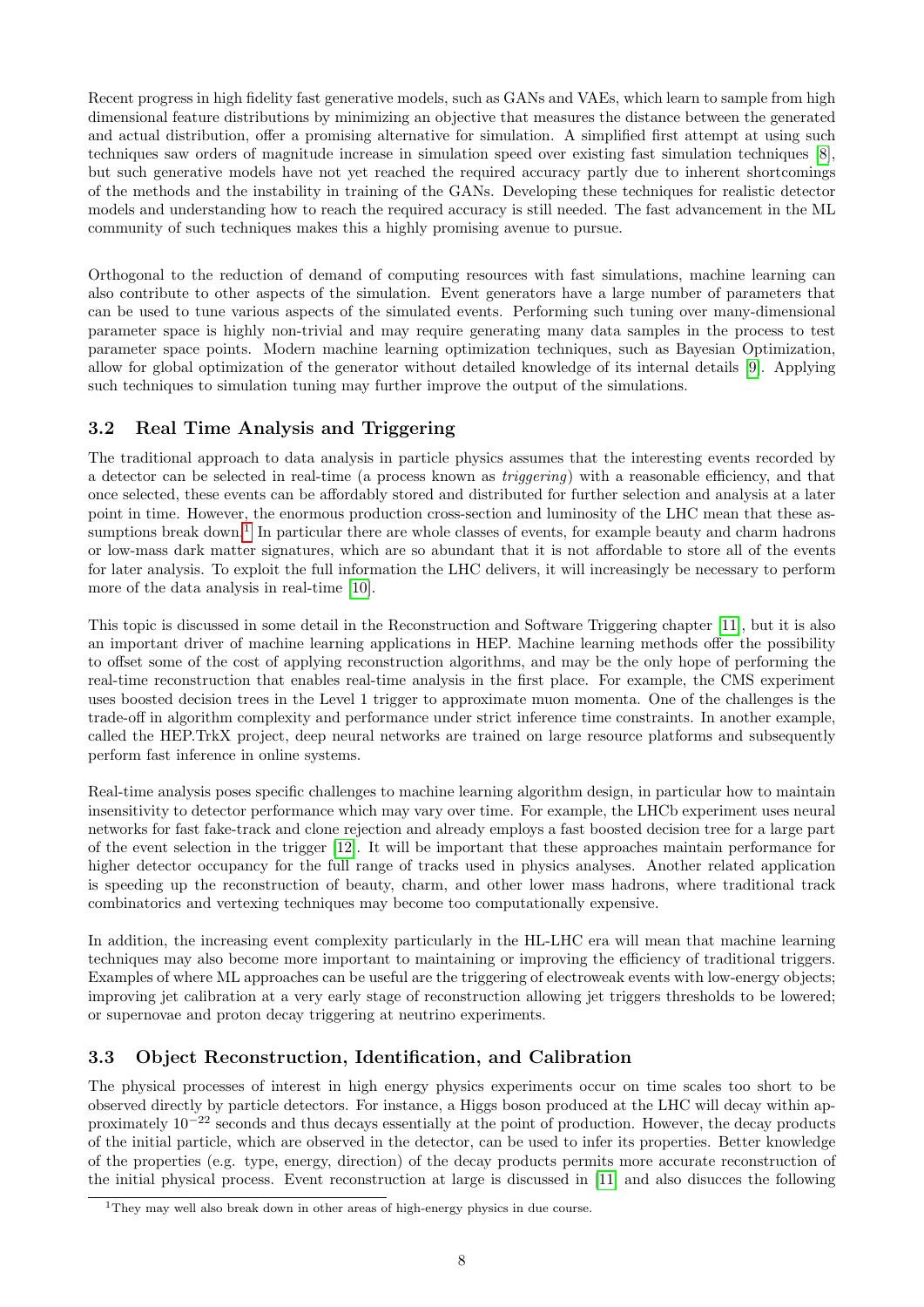Recent progress in high fidelity fast generative models, such as GANs and VAEs, which learn to sample from high dimensional feature distributions by minimizing an objective that measures the distance between the generated and actual distribution, offer a promising alternative for simulation. A simplified first attempt at using such techniques saw orders of magnitude increase in simulation speed over existing fast simulation techniques [8], but such generative models have not yet reached the required accuracy partly due to inherent shortcomings of the methods and the instability in training of the GANs. Developing these techniques for realistic detector models and understanding how to reach the required accuracy is still needed. The fast advancement in the ML community of such techniques makes this a highly promising avenue to pursue.

Orthogonal to the reduction of demand of computing resources with fast simulations, machine learning can also contribute to other aspects of the simulation. Event generators have a large number of parameters that can be used to tune various aspects of the simulated events. Performing such tuning over many-dimensional parameter space is highly non-trivial and may require generating many data samples in the process to test parameter space points. Modern machine learning optimization techniques, such as Bayesian Optimization, allow for global optimization of the generator without detailed knowledge of its internal details [9]. Applying such techniques to simulation tuning may further improve the output of the simulations.

### 3.2 Real Time Analysis and Triggering

The traditional approach to data analysis in particle physics assumes that the interesting events recorded by a detector can be selected in real-time (a process known as *triggering*) with a reasonable efficiency, and that once selected, these events can be affordably stored and distributed for further selection and analysis at a later point in time. However, the enormous production cross-section and luminosity of the LHC mean that these assumptions break down.[1] In particular there are whole classes of events, for example beauty and charm hadrons or low-mass dark matter signatures, which are so abundant that it is not affordable to store all of the events for later analysis. To exploit the full information the LHC delivers, it will increasingly be necessary to perform more of the data analysis in real-time [10].

This topic is discussed in some detail in the Reconstruction and Software Triggering chapter [11], but it is also an important driver of machine learning applications in HEP. Machine learning methods offer the possibility to offset some of the cost of applying reconstruction algorithms, and may be the only hope of performing the real-time reconstruction that enables real-time analysis in the first place. For example, the CMS experiment uses boosted decision trees in the Level 1 trigger to approximate muon momenta. One of the challenges is the trade-off in algorithm complexity and performance under strict inference time constraints. In another example, called the HEP.TrkX project, deep neural networks are trained on large resource platforms and subsequently perform fast inference in online systems.

Real-time analysis poses specific challenges to machine learning algorithm design, in particular how to maintain insensitivity to detector performance which may vary over time. For example, the LHCb experiment uses neural networks for fast fake-track and clone rejection and already employs a fast boosted decision tree for a large part of the event selection in the trigger [12]. It will be important that these approaches maintain performance for higher detector occupancy for the full range of tracks used in physics analyses. Another related application is speeding up the reconstruction of beauty, charm, and other lower mass hadrons, where traditional track combinatorics and vertexing techniques may become too computationally expensive.

In addition, the increasing event complexity particularly in the HL-LHC era will mean that machine learning techniques may also become more important to maintaining or improving the efficiency of traditional triggers. Examples of where ML approaches can be useful are the triggering of electroweak events with low-energy objects; improving jet calibration at a very early stage of reconstruction allowing jet triggers thresholds to be lowered; or supernovae and proton decay triggering at neutrino experiments.

### 3.3 Object Reconstruction, Identification, and Calibration

The physical processes of interest in high energy physics experiments occur on time scales too short to be observed directly by particle detectors. For instance, a Higgs boson produced at the LHC will decay within approximately $10^{-22}$ seconds and thus decays essentially at the point of production. However, the decay products of the initial particle, which are observed in the detector, can be used to infer its properties. Better knowledge of the properties (e.g. type, energy, direction) of the decay products permits more accurate reconstruction of the initial physical process. Event reconstruction at large is discussed in [11] and also disucces the following

[1] They may well also break down in other areas of high-energy physics in due course.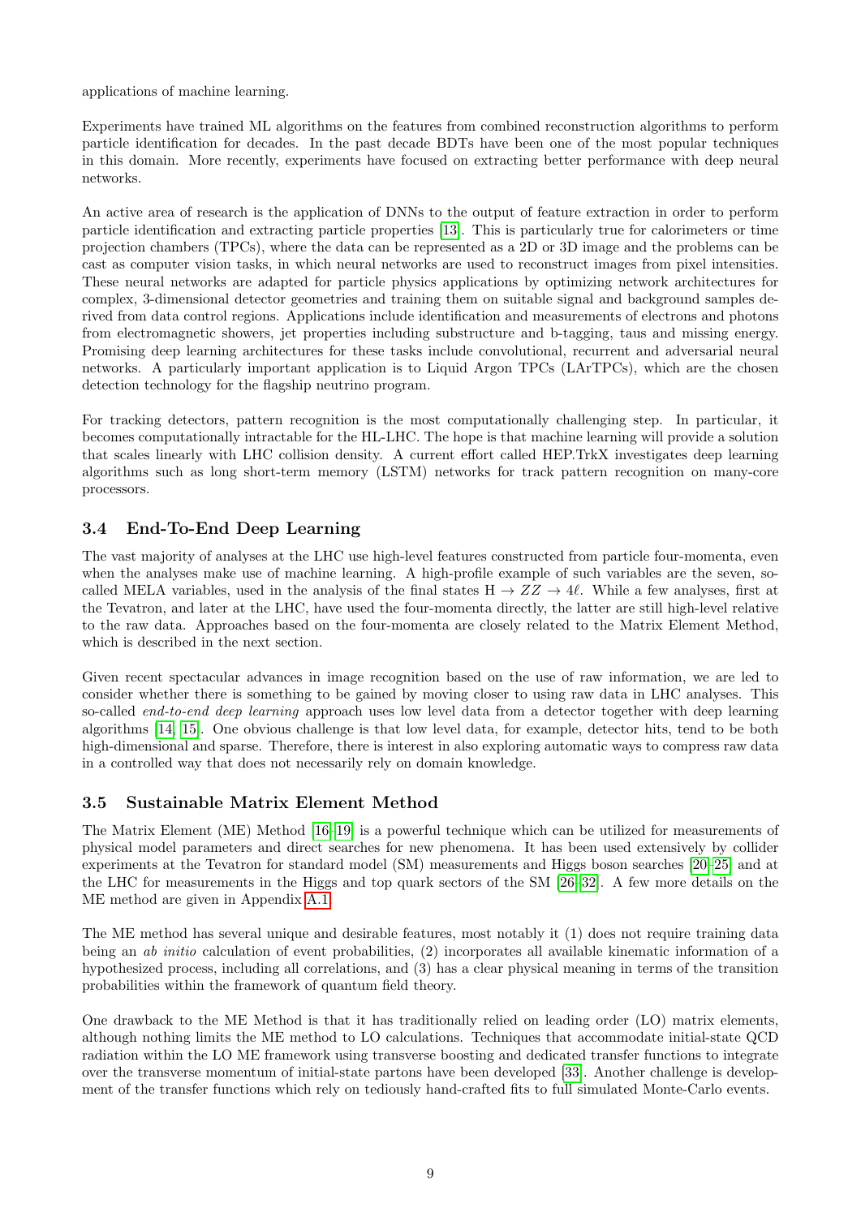applications of machine learning.

Experiments have trained ML algorithms on the features from combined reconstruction algorithms to perform particle identification for decades. In the past decade BDTs have been one of the most popular techniques in this domain. More recently, experiments have focused on extracting better performance with deep neural networks.

An active area of research is the application of DNNs to the output of feature extraction in order to perform particle identification and extracting particle properties [13]. This is particularly true for calorimeters or time projection chambers (TPCs), where the data can be represented as a 2D or 3D image and the problems can be cast as computer vision tasks, in which neural networks are used to reconstruct images from pixel intensities. These neural networks are adapted for particle physics applications by optimizing network architectures for complex, 3-dimensional detector geometries and training them on suitable signal and background samples derived from data control regions. Applications include identification and measurements of electrons and photons from electromagnetic showers, jet properties including substructure and b-tagging, taus and missing energy. Promising deep learning architectures for these tasks include convolutional, recurrent and adversarial neural networks. A particularly important application is to Liquid Argon TPCs (LArTPCs), which are the chosen detection technology for the flagship neutrino program.

For tracking detectors, pattern recognition is the most computationally challenging step. In particular, it becomes computationally intractable for the HL-LHC. The hope is that machine learning will provide a solution that scales linearly with LHC collision density. A current effort called HEP.TrkX investigates deep learning algorithms such as long short-term memory (LSTM) networks for track pattern recognition on many-core processors.

### 3.4 End-To-End Deep Learning

The vast majority of analyses at the LHC use high-level features constructed from particle four-momenta, even when the analyses make use of machine learning. A high-profile example of such variables are the seven, so-called MELA variables, used in the analysis of the final states $\mathrm{H} \to ZZ \to 4\ell$. While a few analyses, first at the Tevatron, and later at the LHC, have used the four-momenta directly, the latter are still high-level relative to the raw data. Approaches based on the four-momenta are closely related to the Matrix Element Method, which is described in the next section.

Given recent spectacular advances in image recognition based on the use of raw information, we are led to consider whether there is something to be gained by moving closer to using raw data in LHC analyses. This so-called *end-to-end deep learning* approach uses low level data from a detector together with deep learning algorithms [14, 15]. One obvious challenge is that low level data, for example, detector hits, tend to be both high-dimensional and sparse. Therefore, there is interest in also exploring automatic ways to compress raw data in a controlled way that does not necessarily rely on domain knowledge.

### 3.5 Sustainable Matrix Element Method

The Matrix Element (ME) Method [16–19] is a powerful technique which can be utilized for measurements of physical model parameters and direct searches for new phenomena. It has been used extensively by collider experiments at the Tevatron for standard model (SM) measurements and Higgs boson searches [20–25] and at the LHC for measurements in the Higgs and top quark sectors of the SM [26–32]. A few more details on the ME method are given in Appendix A.1.

The ME method has several unique and desirable features, most notably it (1) does not require training data being an *ab initio* calculation of event probabilities, (2) incorporates all available kinematic information of a hypothesized process, including all correlations, and (3) has a clear physical meaning in terms of the transition probabilities within the framework of quantum field theory.

One drawback to the ME Method is that it has traditionally relied on leading order (LO) matrix elements, although nothing limits the ME method to LO calculations. Techniques that accommodate initial-state QCD radiation within the LO ME framework using transverse boosting and dedicated transfer functions to integrate over the transverse momentum of initial-state partons have been developed [33]. Another challenge is development of the transfer functions which rely on tediously hand-crafted fits to full simulated Monte-Carlo events.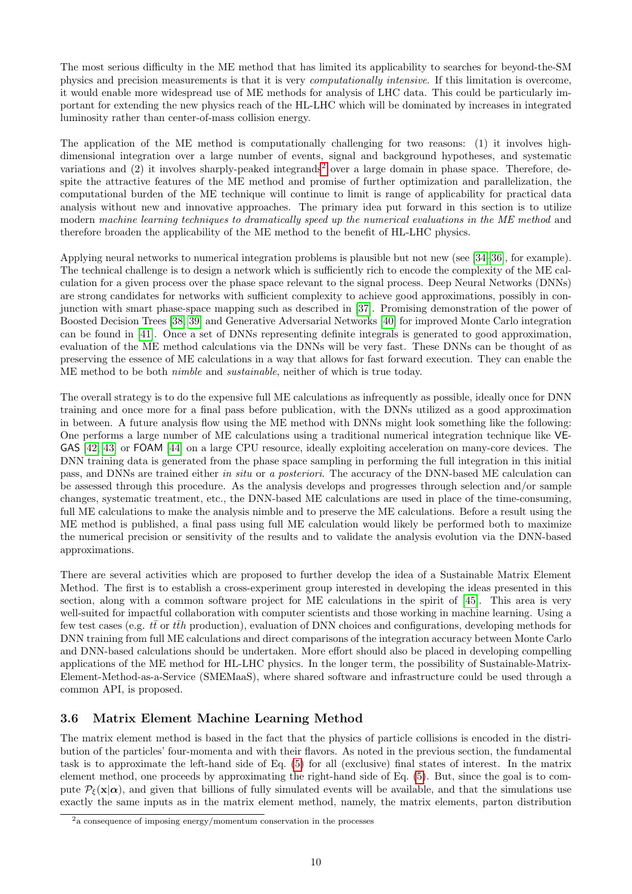The most serious difficulty in the ME method that has limited its applicability to searches for beyond-the-SM physics and precision measurements is that it is very *computationally intensive*. If this limitation is overcome, it would enable more widespread use of ME methods for analysis of LHC data. This could be particularly important for extending the new physics reach of the HL-LHC which will be dominated by increases in integrated luminosity rather than center-of-mass collision energy.

The application of the ME method is computationally challenging for two reasons: (1) it involves high-dimensional integration over a large number of events, signal and background hypotheses, and systematic variations and (2) it involves sharply-peaked integrands[2] over a large domain in phase space. Therefore, despite the attractive features of the ME method and promise of further optimization and parallelization, the computational burden of the ME technique will continue to limit is range of applicability for practical data analysis without new and innovative approaches. The primary idea put forward in this section is to utilize modern *machine learning techniques to dramatically speed up the numerical evaluations in the ME method* and therefore broaden the applicability of the ME method to the benefit of HL-LHC physics.

Applying neural networks to numerical integration problems is plausible but not new (see [34–36], for example). The technical challenge is to design a network which is sufficiently rich to encode the complexity of the ME calculation for a given process over the phase space relevant to the signal process. Deep Neural Networks (DNNs) are strong candidates for networks with sufficient complexity to achieve good approximations, possibly in conjunction with smart phase-space mapping such as described in [37]. Promising demonstration of the power of Boosted Decision Trees [38, 39] and Generative Adversarial Networks [40] for improved Monte Carlo integration can be found in [41]. Once a set of DNNs representing definite integrals is generated to good approximation, evaluation of the ME method calculations via the DNNs will be very fast. These DNNs can be thought of as preserving the essence of ME calculations in a way that allows for fast forward execution. They can enable the ME method to be both *nimble* and *sustainable*, neither of which is true today.

The overall strategy is to do the expensive full ME calculations as infrequently as possible, ideally once for DNN training and once more for a final pass before publication, with the DNNs utilized as a good approximation in between. A future analysis flow using the ME method with DNNs might look something like the following: One performs a large number of ME calculations using a traditional numerical integration technique like VEGAS [42, 43] or FOAM [44] on a large CPU resource, ideally exploiting acceleration on many-core devices. The DNN training data is generated from the phase space sampling in performing the full integration in this initial pass, and DNNs are trained either *in situ* or *a posteriori*. The accuracy of the DNN-based ME calculation can be assessed through this procedure. As the analysis develops and progresses through selection and/or sample changes, systematic treatment, etc., the DNN-based ME calculations are used in place of the time-consuming, full ME calculations to make the analysis nimble and to preserve the ME calculations. Before a result using the ME method is published, a final pass using full ME calculation would likely be performed both to maximize the numerical precision or sensitivity of the results and to validate the analysis evolution via the DNN-based approximations.

There are several activities which are proposed to further develop the idea of a Sustainable Matrix Element Method. The first is to establish a cross-experiment group interested in developing the ideas presented in this section, along with a common software project for ME calculations in the spirit of [45]. This area is very well-suited for impactful collaboration with computer scientists and those working in machine learning. Using a few test cases (e.g. $t\bar{t}$ or $t\bar{t}h$ production), evaluation of DNN choices and configurations, developing methods for DNN training from full ME calculations and direct comparisons of the integration accuracy between Monte Carlo and DNN-based calculations should be undertaken. More effort should also be placed in developing compelling applications of the ME method for HL-LHC physics. In the longer term, the possibility of Sustainable-Matrix-Element-Method-as-a-Service (SMEMaaS), where shared software and infrastructure could be used through a common API, is proposed.

### 3.6 Matrix Element Machine Learning Method

The matrix element method is based in the fact that the physics of particle collisions is encoded in the distribution of the particles' four-momenta and with their flavors. As noted in the previous section, the fundamental task is to approximate the left-hand side of Eq. (5) for all (exclusive) final states of interest. In the matrix element method, one proceeds by approximating the right-hand side of Eq. (5). But, since the goal is to compute $\mathcal{P}_\xi(\mathbf{x}|\boldsymbol{\alpha})$, and given that billions of fully simulated events will be available, and that the simulations use exactly the same inputs as in the matrix element method, namely, the matrix elements, parton distribution

[2] a consequence of imposing energy/momentum conservation in the processes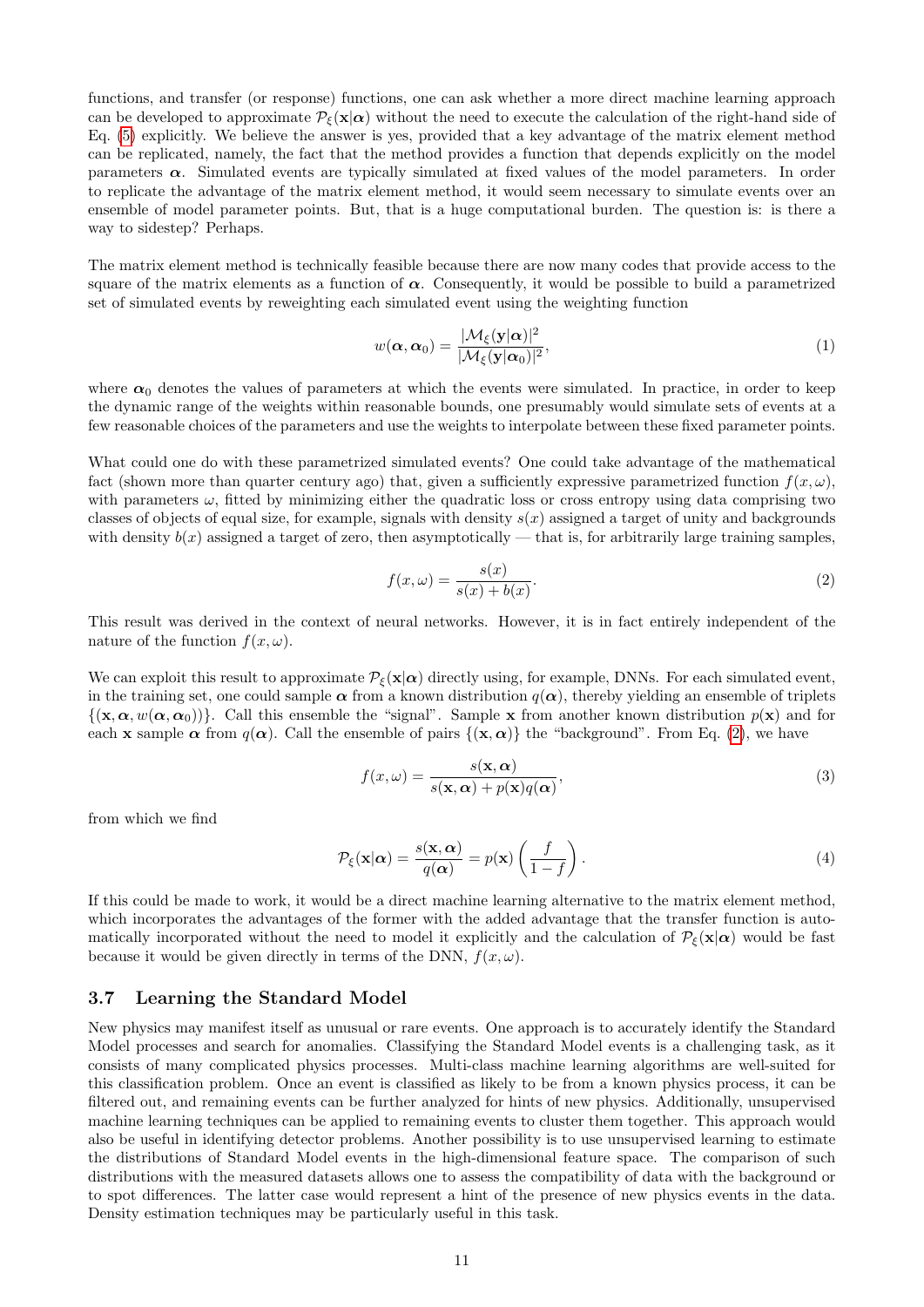functions, and transfer (or response) functions, one can ask whether a more direct machine learning approach can be developed to approximate $\mathcal{P}_\xi(\mathbf{x}|\boldsymbol{\alpha})$ without the need to execute the calculation of the right-hand side of Eq. (5) explicitly. We believe the answer is yes, provided that a key advantage of the matrix element method can be replicated, namely, the fact that the method provides a function that depends explicitly on the model parameters $\boldsymbol{\alpha}$. Simulated events are typically simulated at fixed values of the model parameters. In order to replicate the advantage of the matrix element method, it would seem necessary to simulate events over an ensemble of model parameter points. But, that is a huge computational burden. The question is: is there a way to sidestep? Perhaps.

The matrix element method is technically feasible because there are now many codes that provide access to the square of the matrix elements as a function of $\boldsymbol{\alpha}$. Consequently, it would be possible to build a parametrized set of simulated events by reweighting each simulated event using the weighting function

$$w(\boldsymbol{\alpha}, \boldsymbol{\alpha}_0) = \frac{|\mathcal{M}_\xi(\mathbf{y}|\boldsymbol{\alpha})|^2}{|\mathcal{M}_\xi(\mathbf{y}|\boldsymbol{\alpha}_0)|^2}, \tag{1}$$

where $\boldsymbol{\alpha}_0$ denotes the values of parameters at which the events were simulated. In practice, in order to keep the dynamic range of the weights within reasonable bounds, one presumably would simulate sets of events at a few reasonable choices of the parameters and use the weights to interpolate between these fixed parameter points.

What could one do with these parametrized simulated events? One could take advantage of the mathematical fact (shown more than quarter century ago) that, given a sufficiently expressive parametrized function $f(x, \omega)$, with parameters $\omega$, fitted by minimizing either the quadratic loss or cross entropy using data comprising two classes of objects of equal size, for example, signals with density $s(x)$ assigned a target of unity and backgrounds with density $b(x)$ assigned a target of zero, then asymptotically — that is, for arbitrarily large training samples,

$$f(x, \omega) = \frac{s(x)}{s(x) + b(x)}. \tag{2}$$

This result was derived in the context of neural networks. However, it is in fact entirely independent of the nature of the function $f(x, \omega)$.

We can exploit this result to approximate $\mathcal{P}_\xi(\mathbf{x}|\boldsymbol{\alpha})$ directly using, for example, DNNs. For each simulated event, in the training set, one could sample $\boldsymbol{\alpha}$ from a known distribution $q(\boldsymbol{\alpha})$, thereby yielding an ensemble of triplets $\{(\mathbf{x}, \boldsymbol{\alpha}, w(\boldsymbol{\alpha}, \boldsymbol{\alpha}_0))\}$. Call this ensemble the "signal". Sample $\mathbf{x}$ from another known distribution $p(\mathbf{x})$ and for each $\mathbf{x}$ sample $\boldsymbol{\alpha}$ from $q(\boldsymbol{\alpha})$. Call the ensemble of pairs $\{(\mathbf{x}, \boldsymbol{\alpha})\}$ the "background". From Eq. (2), we have

$$f(x, \omega) = \frac{s(\mathbf{x}, \boldsymbol{\alpha})}{s(\mathbf{x}, \boldsymbol{\alpha}) + p(\mathbf{x})q(\boldsymbol{\alpha})}, \tag{3}$$

from which we find

$$\mathcal{P}_\xi(\mathbf{x}|\boldsymbol{\alpha}) = \frac{s(\mathbf{x}, \boldsymbol{\alpha})}{q(\boldsymbol{\alpha})} = p(\mathbf{x}) \left( \frac{f}{1 - f} \right). \tag{4}$$

If this could be made to work, it would be a direct machine learning alternative to the matrix element method, which incorporates the advantages of the former with the added advantage that the transfer function is automatically incorporated without the need to model it explicitly and the calculation of $\mathcal{P}_\xi(\mathbf{x}|\boldsymbol{\alpha})$ would be fast because it would be given directly in terms of the DNN, $f(x, \omega)$.

### 3.7 Learning the Standard Model

New physics may manifest itself as unusual or rare events. One approach is to accurately identify the Standard Model processes and search for anomalies. Classifying the Standard Model events is a challenging task, as it consists of many complicated physics processes. Multi-class machine learning algorithms are well-suited for this classification problem. Once an event is classified as likely to be from a known physics process, it can be filtered out, and remaining events can be further analyzed for hints of new physics. Additionally, unsupervised machine learning techniques can be applied to remaining events to cluster them together. This approach would also be useful in identifying detector problems. Another possibility is to use unsupervised learning to estimate the distributions of Standard Model events in the high-dimensional feature space. The comparison of such distributions with the measured datasets allows one to assess the compatibility of data with the background or to spot differences. The latter case would represent a hint of the presence of new physics events in the data. Density estimation techniques may be particularly useful in this task.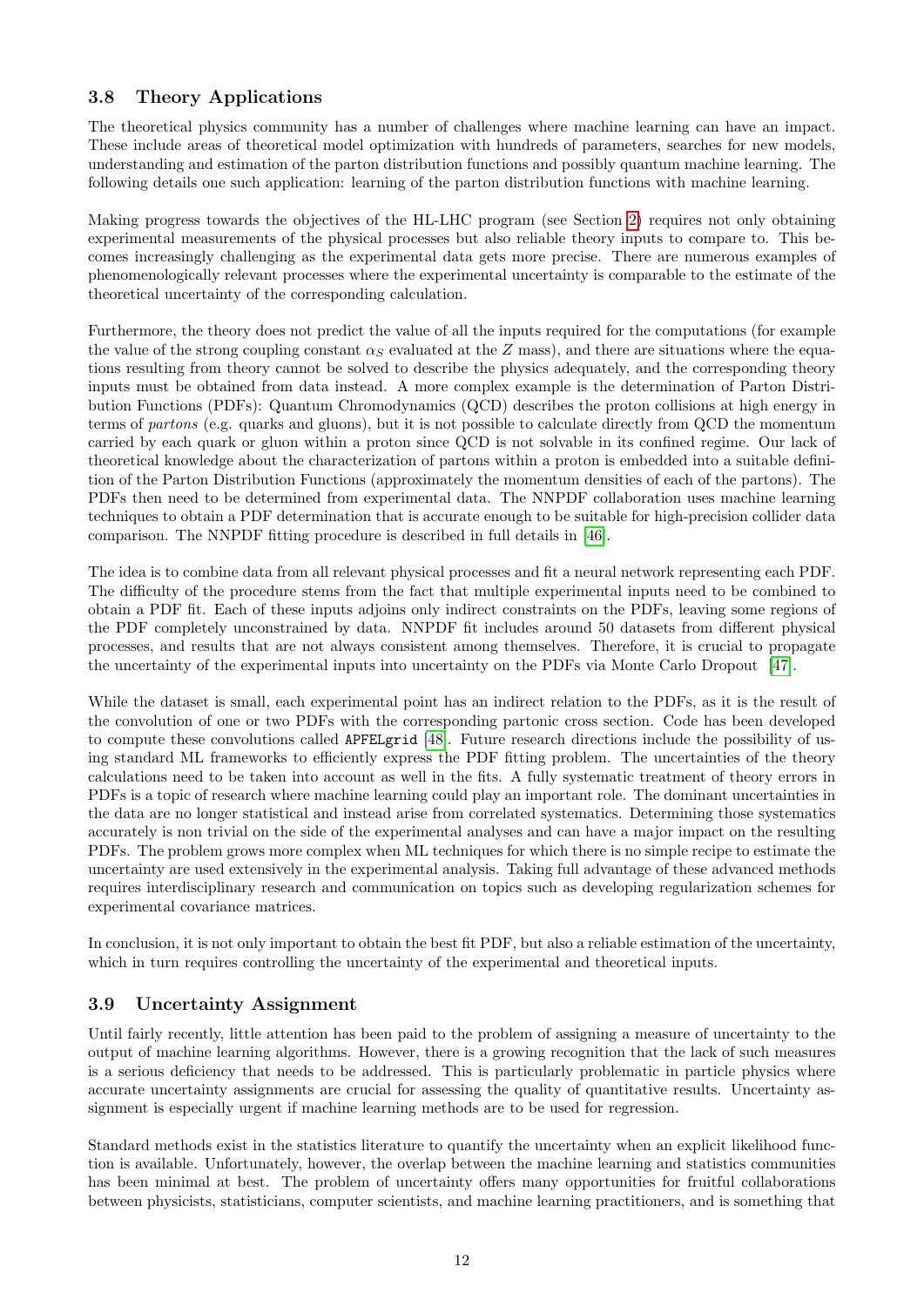### 3.8 Theory Applications

The theoretical physics community has a number of challenges where machine learning can have an impact. These include areas of theoretical model optimization with hundreds of parameters, searches for new models, understanding and estimation of the parton distribution functions and possibly quantum machine learning. The following details one such application: learning of the parton distribution functions with machine learning.

Making progress towards the objectives of the HL-LHC program (see Section 2) requires not only obtaining experimental measurements of the physical processes but also reliable theory inputs to compare to. This becomes increasingly challenging as the experimental data gets more precise. There are numerous examples of phenomenologically relevant processes where the experimental uncertainty is comparable to the estimate of the theoretical uncertainty of the corresponding calculation.

Furthermore, the theory does not predict the value of all the inputs required for the computations (for example the value of the strong coupling constant $\alpha_S$ evaluated at the $Z$ mass), and there are situations where the equations resulting from theory cannot be solved to describe the physics adequately, and the corresponding theory inputs must be obtained from data instead. A more complex example is the determination of Parton Distribution Functions (PDFs): Quantum Chromodynamics (QCD) describes the proton collisions at high energy in terms of *partons* (e.g. quarks and gluons), but it is not possible to calculate directly from QCD the momentum carried by each quark or gluon within a proton since QCD is not solvable in its confined regime. Our lack of theoretical knowledge about the characterization of partons within a proton is embedded into a suitable definition of the Parton Distribution Functions (approximately the momentum densities of each of the partons). The PDFs then need to be determined from experimental data. The NNPDF collaboration uses machine learning techniques to obtain a PDF determination that is accurate enough to be suitable for high-precision collider data comparison. The NNPDF fitting procedure is described in full details in [46].

The idea is to combine data from all relevant physical processes and fit a neural network representing each PDF. The difficulty of the procedure stems from the fact that multiple experimental inputs need to be combined to obtain a PDF fit. Each of these inputs adjoins only indirect constraints on the PDFs, leaving some regions of the PDF completely unconstrained by data. NNPDF fit includes around 50 datasets from different physical processes, and results that are not always consistent among themselves. Therefore, it is crucial to propagate the uncertainty of the experimental inputs into uncertainty on the PDFs via Monte Carlo Dropout [47].

While the dataset is small, each experimental point has an indirect relation to the PDFs, as it is the result of the convolution of one or two PDFs with the corresponding partonic cross section. Code has been developed to compute these convolutions called `APFELgrid` [48]. Future research directions include the possibility of using standard ML frameworks to efficiently express the PDF fitting problem. The uncertainties of the theory calculations need to be taken into account as well in the fits. A fully systematic treatment of theory errors in PDFs is a topic of research where machine learning could play an important role. The dominant uncertainties in the data are no longer statistical and instead arise from correlated systematics. Determining those systematics accurately is non trivial on the side of the experimental analyses and can have a major impact on the resulting PDFs. The problem grows more complex when ML techniques for which there is no simple recipe to estimate the uncertainty are used extensively in the experimental analysis. Taking full advantage of these advanced methods requires interdisciplinary research and communication on topics such as developing regularization schemes for experimental covariance matrices.

In conclusion, it is not only important to obtain the best fit PDF, but also a reliable estimation of the uncertainty, which in turn requires controlling the uncertainty of the experimental and theoretical inputs.

### 3.9 Uncertainty Assignment

Until fairly recently, little attention has been paid to the problem of assigning a measure of uncertainty to the output of machine learning algorithms. However, there is a growing recognition that the lack of such measures is a serious deficiency that needs to be addressed. This is particularly problematic in particle physics where accurate uncertainty assignments are crucial for assessing the quality of quantitative results. Uncertainty assignment is especially urgent if machine learning methods are to be used for regression.

Standard methods exist in the statistics literature to quantify the uncertainty when an explicit likelihood function is available. Unfortunately, however, the overlap between the machine learning and statistics communities has been minimal at best. The problem of uncertainty offers many opportunities for fruitful collaborations between physicists, statisticians, computer scientists, and machine learning practitioners, and is something that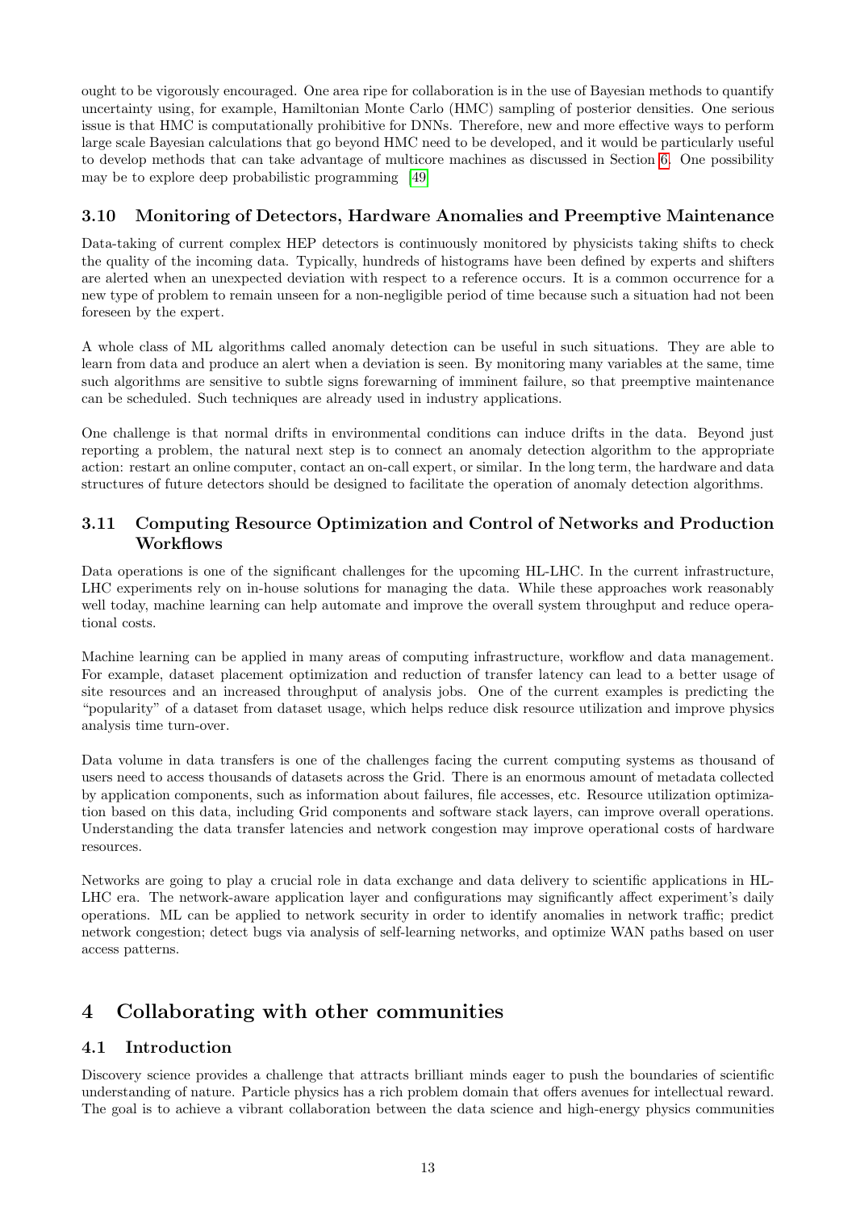ought to be vigorously encouraged. One area ripe for collaboration is in the use of Bayesian methods to quantify uncertainty using, for example, Hamiltonian Monte Carlo (HMC) sampling of posterior densities. One serious issue is that HMC is computationally prohibitive for DNNs. Therefore, new and more effective ways to perform large scale Bayesian calculations that go beyond HMC need to be developed, and it would be particularly useful to develop methods that can take advantage of multicore machines as discussed in Section 6. One possibility may be to explore deep probabilistic programming [49]

### 3.10 Monitoring of Detectors, Hardware Anomalies and Preemptive Maintenance

Data-taking of current complex HEP detectors is continuously monitored by physicists taking shifts to check the quality of the incoming data. Typically, hundreds of histograms have been defined by experts and shifters are alerted when an unexpected deviation with respect to a reference occurs. It is a common occurrence for a new type of problem to remain unseen for a non-negligible period of time because such a situation had not been foreseen by the expert.

A whole class of ML algorithms called anomaly detection can be useful in such situations. They are able to learn from data and produce an alert when a deviation is seen. By monitoring many variables at the same, time such algorithms are sensitive to subtle signs forewarning of imminent failure, so that preemptive maintenance can be scheduled. Such techniques are already used in industry applications.

One challenge is that normal drifts in environmental conditions can induce drifts in the data. Beyond just reporting a problem, the natural next step is to connect an anomaly detection algorithm to the appropriate action: restart an online computer, contact an on-call expert, or similar. In the long term, the hardware and data structures of future detectors should be designed to facilitate the operation of anomaly detection algorithms.

### 3.11 Computing Resource Optimization and Control of Networks and Production Workflows

Data operations is one of the significant challenges for the upcoming HL-LHC. In the current infrastructure, LHC experiments rely on in-house solutions for managing the data. While these approaches work reasonably well today, machine learning can help automate and improve the overall system throughput and reduce operational costs.

Machine learning can be applied in many areas of computing infrastructure, workflow and data management. For example, dataset placement optimization and reduction of transfer latency can lead to a better usage of site resources and an increased throughput of analysis jobs. One of the current examples is predicting the "popularity" of a dataset from dataset usage, which helps reduce disk resource utilization and improve physics analysis time turn-over.

Data volume in data transfers is one of the challenges facing the current computing systems as thousand of users need to access thousands of datasets across the Grid. There is an enormous amount of metadata collected by application components, such as information about failures, file accesses, etc. Resource utilization optimization based on this data, including Grid components and software stack layers, can improve overall operations. Understanding the data transfer latencies and network congestion may improve operational costs of hardware resources.

Networks are going to play a crucial role in data exchange and data delivery to scientific applications in HL-LHC era. The network-aware application layer and configurations may significantly affect experiment's daily operations. ML can be applied to network security in order to identify anomalies in network traffic; predict network congestion; detect bugs via analysis of self-learning networks, and optimize WAN paths based on user access patterns.

## 4 Collaborating with other communities

### 4.1 Introduction

Discovery science provides a challenge that attracts brilliant minds eager to push the boundaries of scientific understanding of nature. Particle physics has a rich problem domain that offers avenues for intellectual reward. The goal is to achieve a vibrant collaboration between the data science and high-energy physics communities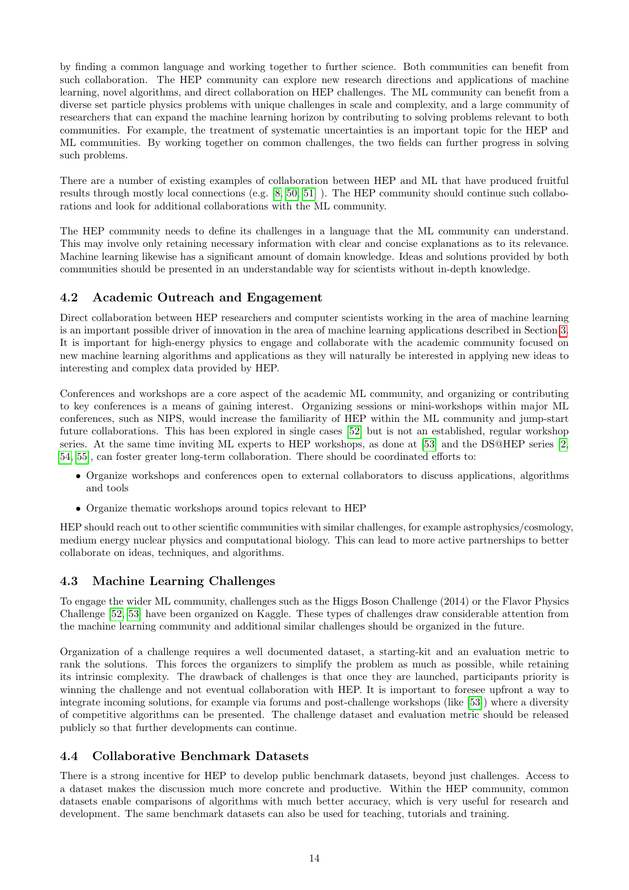by finding a common language and working together to further science. Both communities can benefit from such collaboration. The HEP community can explore new research directions and applications of machine learning, novel algorithms, and direct collaboration on HEP challenges. The ML community can benefit from a diverse set particle physics problems with unique challenges in scale and complexity, and a large community of researchers that can expand the machine learning horizon by contributing to solving problems relevant to both communities. For example, the treatment of systematic uncertainties is an important topic for the HEP and ML communities. By working together on common challenges, the two fields can further progress in solving such problems.

There are a number of existing examples of collaboration between HEP and ML that have produced fruitful results through mostly local connections (e.g. [8, 50, 51] ). The HEP community should continue such collaborations and look for additional collaborations with the ML community.

The HEP community needs to define its challenges in a language that the ML community can understand. This may involve only retaining necessary information with clear and concise explanations as to its relevance. Machine learning likewise has a significant amount of domain knowledge. Ideas and solutions provided by both communities should be presented in an understandable way for scientists without in-depth knowledge.

## 4.2 Academic Outreach and Engagement

Direct collaboration between HEP researchers and computer scientists working in the area of machine learning is an important possible driver of innovation in the area of machine learning applications described in Section 3. It is important for high-energy physics to engage and collaborate with the academic community focused on new machine learning algorithms and applications as they will naturally be interested in applying new ideas to interesting and complex data provided by HEP.

Conferences and workshops are a core aspect of the academic ML community, and organizing or contributing to key conferences is a means of gaining interest. Organizing sessions or mini-workshops within major ML conferences, such as NIPS, would increase the familiarity of HEP within the ML community and jump-start future collaborations. This has been explored in single cases [52] but is not an established, regular workshop series. At the same time inviting ML experts to HEP workshops, as done at [53] and the DS@HEP series [2, 54, 55], can foster greater long-term collaboration. There should be coordinated efforts to:

- Organize workshops and conferences open to external collaborators to discuss applications, algorithms and tools
- Organize thematic workshops around topics relevant to HEP

HEP should reach out to other scientific communities with similar challenges, for example astrophysics/cosmology, medium energy nuclear physics and computational biology. This can lead to more active partnerships to better collaborate on ideas, techniques, and algorithms.

## 4.3 Machine Learning Challenges

To engage the wider ML community, challenges such as the Higgs Boson Challenge (2014) or the Flavor Physics Challenge [52, 53] have been organized on Kaggle. These types of challenges draw considerable attention from the machine learning community and additional similar challenges should be organized in the future.

Organization of a challenge requires a well documented dataset, a starting-kit and an evaluation metric to rank the solutions. This forces the organizers to simplify the problem as much as possible, while retaining its intrinsic complexity. The drawback of challenges is that once they are launched, participants priority is winning the challenge and not eventual collaboration with HEP. It is important to foresee upfront a way to integrate incoming solutions, for example via forums and post-challenge workshops (like [53]) where a diversity of competitive algorithms can be presented. The challenge dataset and evaluation metric should be released publicly so that further developments can continue.

## 4.4 Collaborative Benchmark Datasets

There is a strong incentive for HEP to develop public benchmark datasets, beyond just challenges. Access to a dataset makes the discussion much more concrete and productive. Within the HEP community, common datasets enable comparisons of algorithms with much better accuracy, which is very useful for research and development. The same benchmark datasets can also be used for teaching, tutorials and training.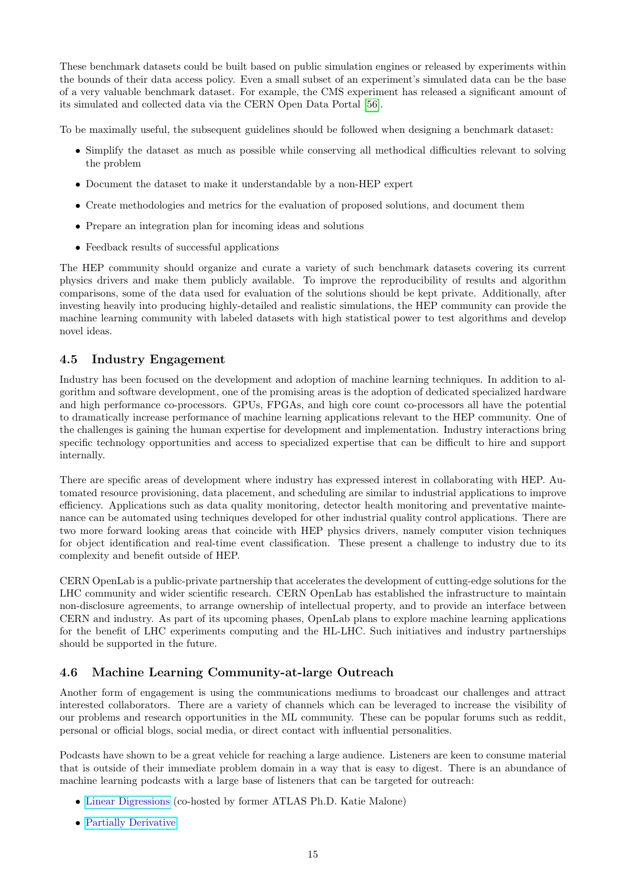These benchmark datasets could be built based on public simulation engines or released by experiments within the bounds of their data access policy. Even a small subset of an experiment's simulated data can be the base of a very valuable benchmark dataset. For example, the CMS experiment has released a significant amount of its simulated and collected data via the CERN Open Data Portal [56].

To be maximally useful, the subsequent guidelines should be followed when designing a benchmark dataset:

- Simplify the dataset as much as possible while conserving all methodical difficulties relevant to solving the problem
- Document the dataset to make it understandable by a non-HEP expert
- Create methodologies and metrics for the evaluation of proposed solutions, and document them
- Prepare an integration plan for incoming ideas and solutions
- Feedback results of successful applications

The HEP community should organize and curate a variety of such benchmark datasets covering its current physics drivers and make them publicly available. To improve the reproducibility of results and algorithm comparisons, some of the data used for evaluation of the solutions should be kept private. Additionally, after investing heavily into producing highly-detailed and realistic simulations, the HEP community can provide the machine learning community with labeled datasets with high statistical power to test algorithms and develop novel ideas.

### 4.5 Industry Engagement

Industry has been focused on the development and adoption of machine learning techniques. In addition to algorithm and software development, one of the promising areas is the adoption of dedicated specialized hardware and high performance co-processors. GPUs, FPGAs, and high core count co-processors all have the potential to dramatically increase performance of machine learning applications relevant to the HEP community. One of the challenges is gaining the human expertise for development and implementation. Industry interactions bring specific technology opportunities and access to specialized expertise that can be difficult to hire and support internally.

There are specific areas of development where industry has expressed interest in collaborating with HEP. Automated resource provisioning, data placement, and scheduling are similar to industrial applications to improve efficiency. Applications such as data quality monitoring, detector health monitoring and preventative maintenance can be automated using techniques developed for other industrial quality control applications. There are two more forward looking areas that coincide with HEP physics drivers, namely computer vision techniques for object identification and real-time event classification. These present a challenge to industry due to its complexity and benefit outside of HEP.

CERN OpenLab is a public-private partnership that accelerates the development of cutting-edge solutions for the LHC community and wider scientific research. CERN OpenLab has established the infrastructure to maintain non-disclosure agreements, to arrange ownership of intellectual property, and to provide an interface between CERN and industry. As part of its upcoming phases, OpenLab plans to explore machine learning applications for the benefit of LHC experiments computing and the HL-LHC. Such initiatives and industry partnerships should be supported in the future.

### 4.6 Machine Learning Community-at-large Outreach

Another form of engagement is using the communications mediums to broadcast our challenges and attract interested collaborators. There are a variety of channels which can be leveraged to increase the visibility of our problems and research opportunities in the ML community. These can be popular forums such as reddit, personal or official blogs, social media, or direct contact with influential personalities.

Podcasts have shown to be a great vehicle for reaching a large audience. Listeners are keen to consume material that is outside of their immediate problem domain in a way that is easy to digest. There is an abundance of machine learning podcasts with a large base of listeners that can be targeted for outreach:

- Linear Digressions (co-hosted by former ATLAS Ph.D. Katie Malone)
- Partially Derivative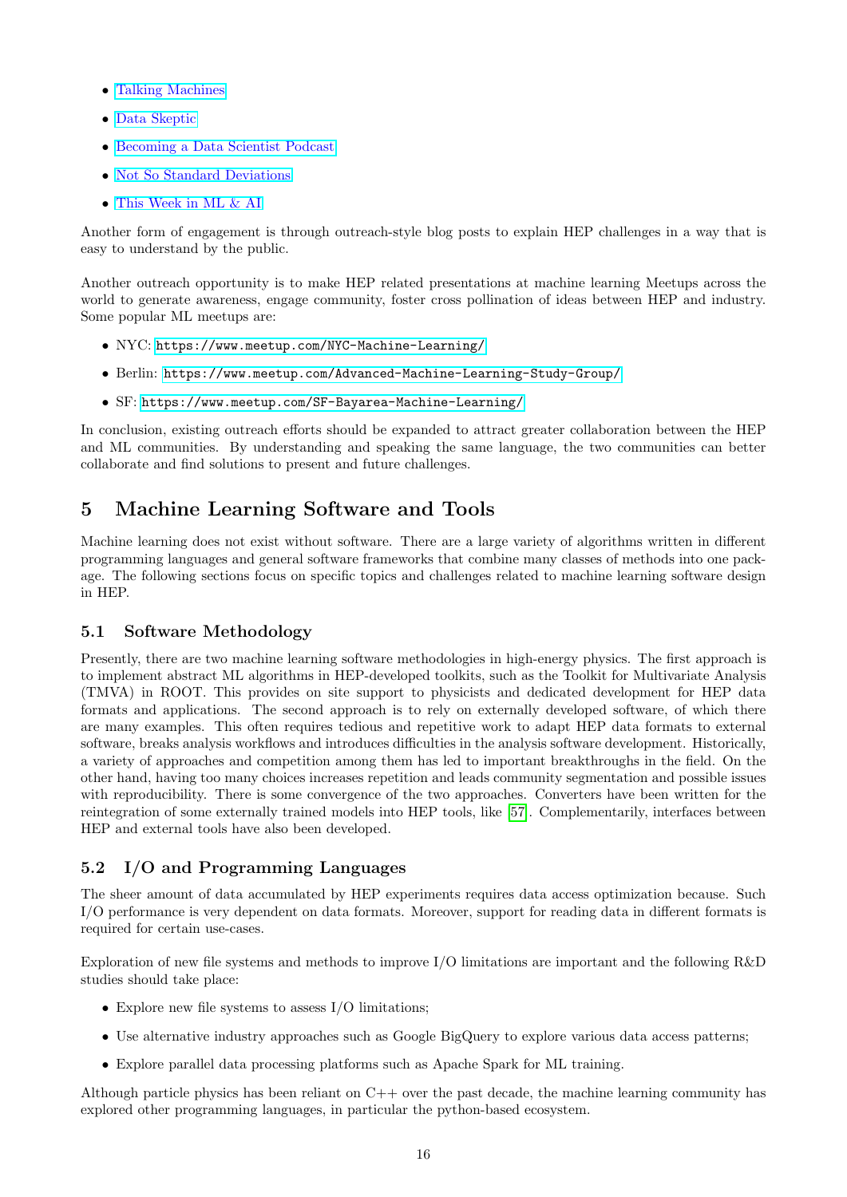- Talking Machines
- Data Skeptic
- Becoming a Data Scientist Podcast
- Not So Standard Deviations
- This Week in ML & AI

Another form of engagement is through outreach-style blog posts to explain HEP challenges in a way that is easy to understand by the public.

Another outreach opportunity is to make HEP related presentations at machine learning Meetups across the world to generate awareness, engage community, foster cross pollination of ideas between HEP and industry. Some popular ML meetups are:

- NYC: `https://www.meetup.com/NYC-Machine-Learning/`
- Berlin: `https://www.meetup.com/Advanced-Machine-Learning-Study-Group/`
- SF: `https://www.meetup.com/SF-Bayarea-Machine-Learning/`

In conclusion, existing outreach efforts should be expanded to attract greater collaboration between the HEP and ML communities. By understanding and speaking the same language, the two communities can better collaborate and find solutions to present and future challenges.

## 5 Machine Learning Software and Tools

Machine learning does not exist without software. There are a large variety of algorithms written in different programming languages and general software frameworks that combine many classes of methods into one package. The following sections focus on specific topics and challenges related to machine learning software design in HEP.

### 5.1 Software Methodology

Presently, there are two machine learning software methodologies in high-energy physics. The first approach is to implement abstract ML algorithms in HEP-developed toolkits, such as the Toolkit for Multivariate Analysis (TMVA) in ROOT. This provides on site support to physicists and dedicated development for HEP data formats and applications. The second approach is to rely on externally developed software, of which there are many examples. This often requires tedious and repetitive work to adapt HEP data formats to external software, breaks analysis workflows and introduces difficulties in the analysis software development. Historically, a variety of approaches and competition among them has led to important breakthroughs in the field. On the other hand, having too many choices increases repetition and leads community segmentation and possible issues with reproducibility. There is some convergence of the two approaches. Converters have been written for the reintegration of some externally trained models into HEP tools, like [57]. Complementarily, interfaces between HEP and external tools have also been developed.

### 5.2 I/O and Programming Languages

The sheer amount of data accumulated by HEP experiments requires data access optimization because. Such I/O performance is very dependent on data formats. Moreover, support for reading data in different formats is required for certain use-cases.

Exploration of new file systems and methods to improve I/O limitations are important and the following R&D studies should take place:

- Explore new file systems to assess I/O limitations;
- Use alternative industry approaches such as Google BigQuery to explore various data access patterns;
- Explore parallel data processing platforms such as Apache Spark for ML training.

Although particle physics has been reliant on C++ over the past decade, the machine learning community has explored other programming languages, in particular the python-based ecosystem.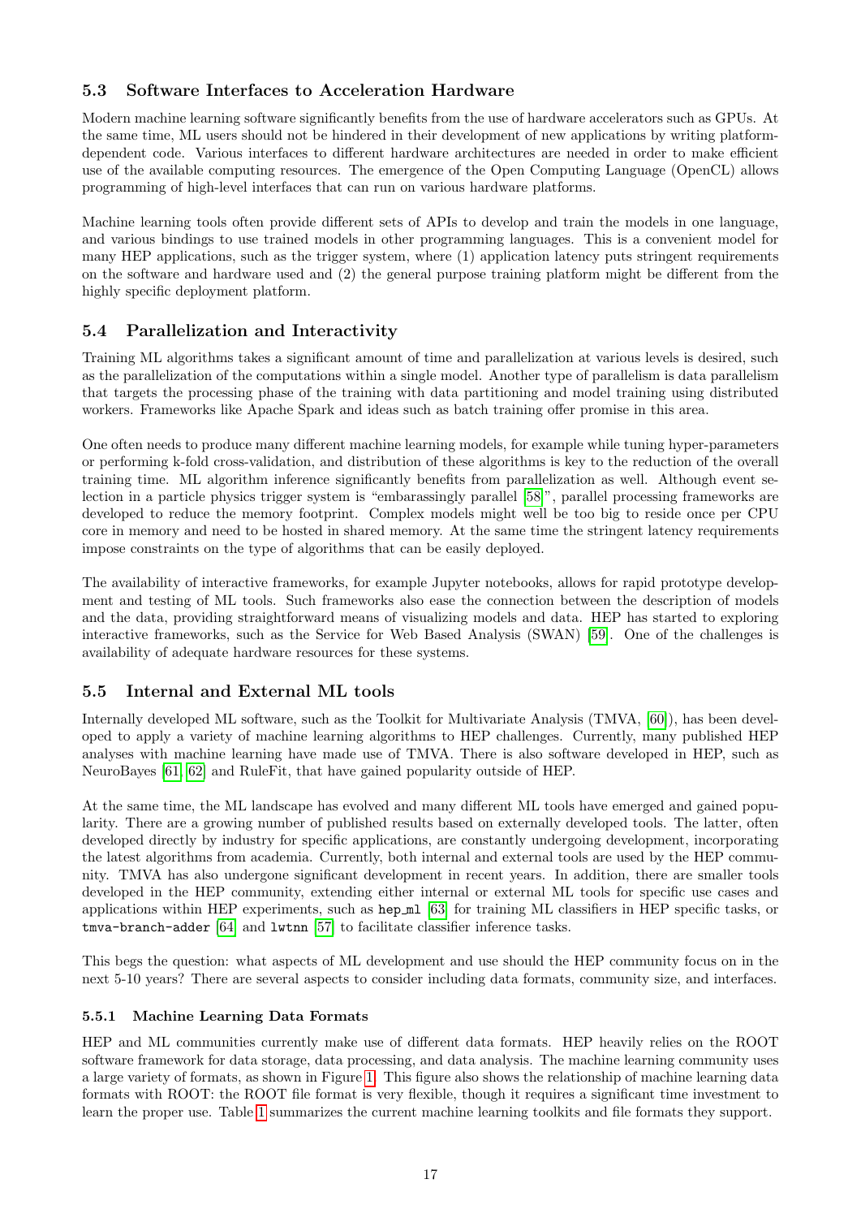### 5.3 Software Interfaces to Acceleration Hardware

Modern machine learning software significantly benefits from the use of hardware accelerators such as GPUs. At the same time, ML users should not be hindered in their development of new applications by writing platform-dependent code. Various interfaces to different hardware architectures are needed in order to make efficient use of the available computing resources. The emergence of the Open Computing Language (OpenCL) allows programming of high-level interfaces that can run on various hardware platforms.

Machine learning tools often provide different sets of APIs to develop and train the models in one language, and various bindings to use trained models in other programming languages. This is a convenient model for many HEP applications, such as the trigger system, where (1) application latency puts stringent requirements on the software and hardware used and (2) the general purpose training platform might be different from the highly specific deployment platform.

### 5.4 Parallelization and Interactivity

Training ML algorithms takes a significant amount of time and parallelization at various levels is desired, such as the parallelization of the computations within a single model. Another type of parallelism is data parallelism that targets the processing phase of the training with data partitioning and model training using distributed workers. Frameworks like Apache Spark and ideas such as batch training offer promise in this area.

One often needs to produce many different machine learning models, for example while tuning hyper-parameters or performing k-fold cross-validation, and distribution of these algorithms is key to the reduction of the overall training time. ML algorithm inference significantly benefits from parallelization as well. Although event selection in a particle physics trigger system is "embarassingly parallel [58]", parallel processing frameworks are developed to reduce the memory footprint. Complex models might well be too big to reside once per CPU core in memory and need to be hosted in shared memory. At the same time the stringent latency requirements impose constraints on the type of algorithms that can be easily deployed.

The availability of interactive frameworks, for example Jupyter notebooks, allows for rapid prototype development and testing of ML tools. Such frameworks also ease the connection between the description of models and the data, providing straightforward means of visualizing models and data. HEP has started to exploring interactive frameworks, such as the Service for Web Based Analysis (SWAN) [59]. One of the challenges is availability of adequate hardware resources for these systems.

### 5.5 Internal and External ML tools

Internally developed ML software, such as the Toolkit for Multivariate Analysis (TMVA, [60]), has been developed to apply a variety of machine learning algorithms to HEP challenges. Currently, many published HEP analyses with machine learning have made use of TMVA. There is also software developed in HEP, such as NeuroBayes [61, 62] and RuleFit, that have gained popularity outside of HEP.

At the same time, the ML landscape has evolved and many different ML tools have emerged and gained popularity. There are a growing number of published results based on externally developed tools. The latter, often developed directly by industry for specific applications, are constantly undergoing development, incorporating the latest algorithms from academia. Currently, both internal and external tools are used by the HEP community. TMVA has also undergone significant development in recent years. In addition, there are smaller tools developed in the HEP community, extending either internal or external ML tools for specific use cases and applications within HEP experiments, such as `hep_ml` [63] for training ML classifiers in HEP specific tasks, or `tmva-branch-adder` [64] and `lwtnn` [57] to facilitate classifier inference tasks.

This begs the question: what aspects of ML development and use should the HEP community focus on in the next 5-10 years? There are several aspects to consider including data formats, community size, and interfaces.

#### 5.5.1 Machine Learning Data Formats

HEP and ML communities currently make use of different data formats. HEP heavily relies on the ROOT software framework for data storage, data processing, and data analysis. The machine learning community uses a large variety of formats, as shown in Figure 1. This figure also shows the relationship of machine learning data formats with ROOT: the ROOT file format is very flexible, though it requires a significant time investment to learn the proper use. Table 1 summarizes the current machine learning toolkits and file formats they support.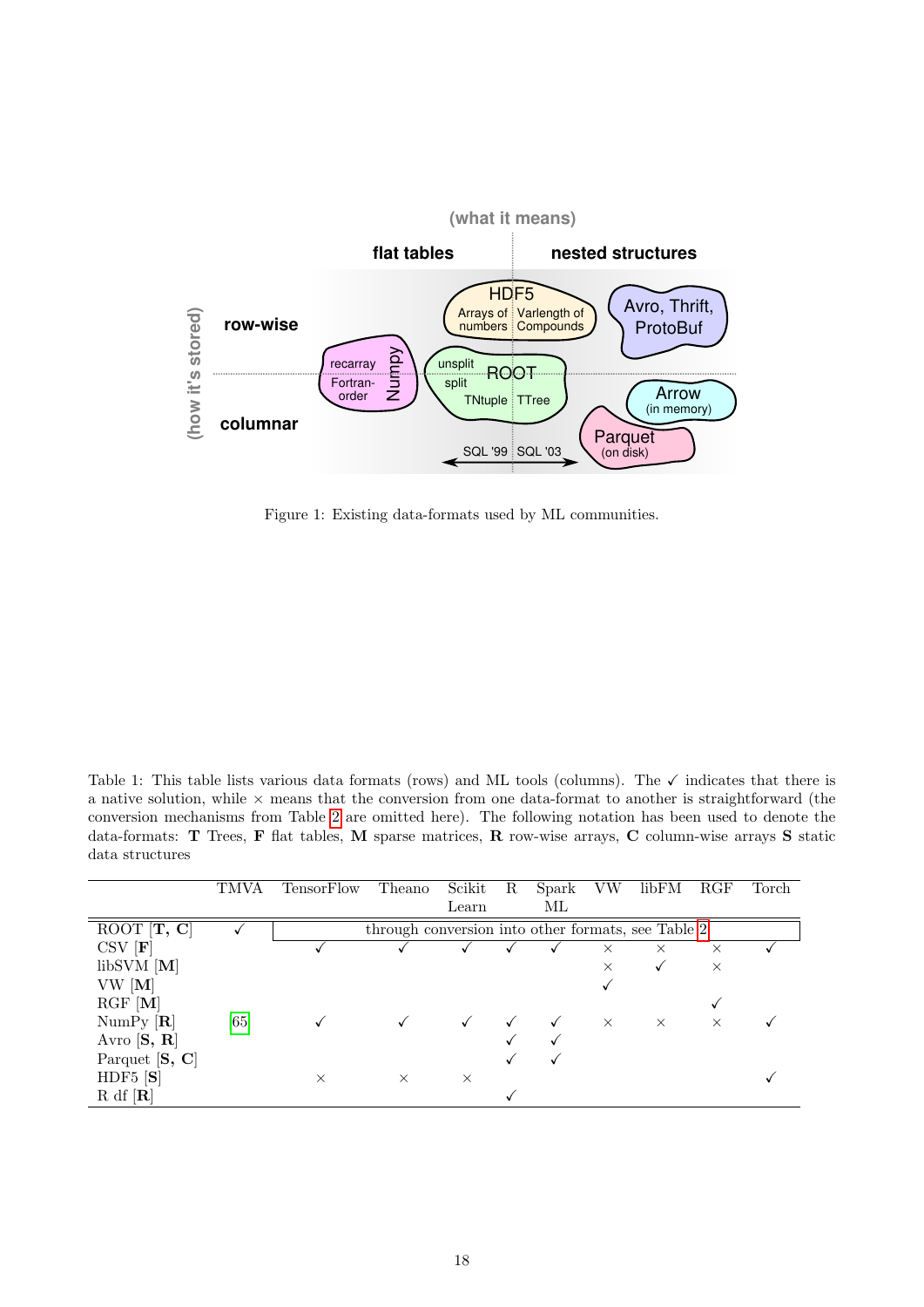Figure 1: Existing data-formats used by ML communities.

Table 1: This table lists various data formats (rows) and ML tools (columns). The ✓ indicates that there is a native solution, while × means that the conversion from one data-format to another is straightforward (the conversion mechanisms from Table 2 are omitted here). The following notation has been used to denote the data-formats: **T** Trees, **F** flat tables, **M** sparse matrices, **R** row-wise arrays, **C** column-wise arrays **S** static data structures

| | TMVA | TensorFlow | Theano | Scikit Learn | R | Spark ML | VW | libFM | RGF | Torch |
|---|---|---|---|---|---|---|---|---|---|---|
| ROOT [**T, C**] | ✓ | through conversion into other formats, see Table 2 | | | | | | | | |
| CSV [**F**] | | ✓ | ✓ | ✓ | ✓ | ✓ | × | × | × | ✓ |
| libSVM [**M**] | | | | | | | × | ✓ | × | |
| VW [**M**] | | | | | | | ✓ | | | |
| RGF [**M**] | | | | | | | | | ✓ | |
| NumPy [**R**] | [65] | ✓ | ✓ | ✓ | ✓ | ✓ | × | × | × | ✓ |
| Avro [**S, R**] | | | | | ✓ | ✓ | | | | |
| Parquet [**S, C**] | | | | | ✓ | ✓ | | | | |
| HDF5 [**S**] | | × | × | × | | | | | | ✓ |
| R df [**R**] | | | | | ✓ | | | | | |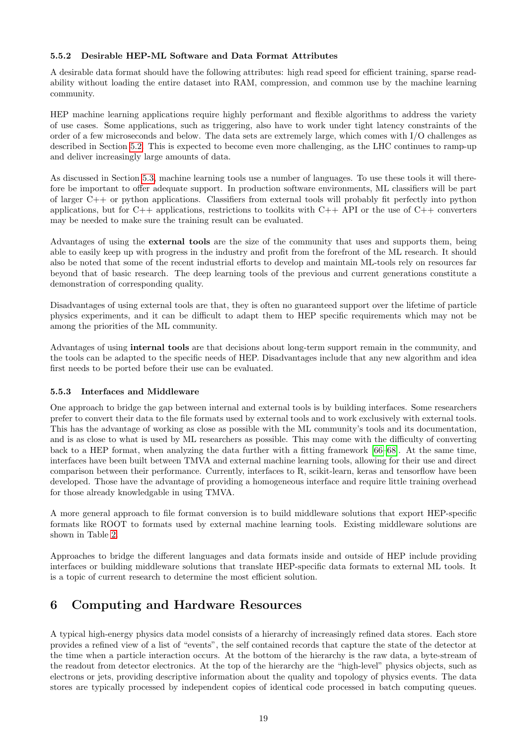### 5.5.2 Desirable HEP-ML Software and Data Format Attributes

A desirable data format should have the following attributes: high read speed for efficient training, sparse readability without loading the entire dataset into RAM, compression, and common use by the machine learning community.

HEP machine learning applications require highly performant and flexible algorithms to address the variety of use cases. Some applications, such as triggering, also have to work under tight latency constraints of the order of a few microseconds and below. The data sets are extremely large, which comes with I/O challenges as described in Section 5.2. This is expected to become even more challenging, as the LHC continues to ramp-up and deliver increasingly large amounts of data.

As discussed in Section 5.3, machine learning tools use a number of languages. To use these tools it will therefore be important to offer adequate support. In production software environments, ML classifiers will be part of larger C++ or python applications. Classifiers from external tools will probably fit perfectly into python applications, but for C++ applications, restrictions to toolkits with C++ API or the use of C++ converters may be needed to make sure the training result can be evaluated.

Advantages of using the **external tools** are the size of the community that uses and supports them, being able to easily keep up with progress in the industry and profit from the forefront of the ML research. It should also be noted that some of the recent industrial efforts to develop and maintain ML-tools rely on resources far beyond that of basic research. The deep learning tools of the previous and current generations constitute a demonstration of corresponding quality.

Disadvantages of using external tools are that, they is often no guaranteed support over the lifetime of particle physics experiments, and it can be difficult to adapt them to HEP specific requirements which may not be among the priorities of the ML community.

Advantages of using **internal tools** are that decisions about long-term support remain in the community, and the tools can be adapted to the specific needs of HEP. Disadvantages include that any new algorithm and idea first needs to be ported before their use can be evaluated.

### 5.5.3 Interfaces and Middleware

One approach to bridge the gap between internal and external tools is by building interfaces. Some researchers prefer to convert their data to the file formats used by external tools and to work exclusively with external tools. This has the advantage of working as close as possible with the ML community's tools and its documentation, and is as close to what is used by ML researchers as possible. This may come with the difficulty of converting back to a HEP format, when analyzing the data further with a fitting framework [66–68]. At the same time, interfaces have been built between TMVA and external machine learning tools, allowing for their use and direct comparison between their performance. Currently, interfaces to R, scikit-learn, keras and tensorflow have been developed. Those have the advantage of providing a homogeneous interface and require little training overhead for those already knowledgable in using TMVA.

A more general approach to file format conversion is to build middleware solutions that export HEP-specific formats like ROOT to formats used by external machine learning tools. Existing middleware solutions are shown in Table 2.

Approaches to bridge the different languages and data formats inside and outside of HEP include providing interfaces or building middleware solutions that translate HEP-specific data formats to external ML tools. It is a topic of current research to determine the most efficient solution.

# 6 Computing and Hardware Resources

A typical high-energy physics data model consists of a hierarchy of increasingly refined data stores. Each store provides a refined view of a list of "events", the self contained records that capture the state of the detector at the time when a particle interaction occurs. At the bottom of the hierarchy is the raw data, a byte-stream of the readout from detector electronics. At the top of the hierarchy are the "high-level" physics objects, such as electrons or jets, providing descriptive information about the quality and topology of physics events. The data stores are typically processed by independent copies of identical code processed in batch computing queues.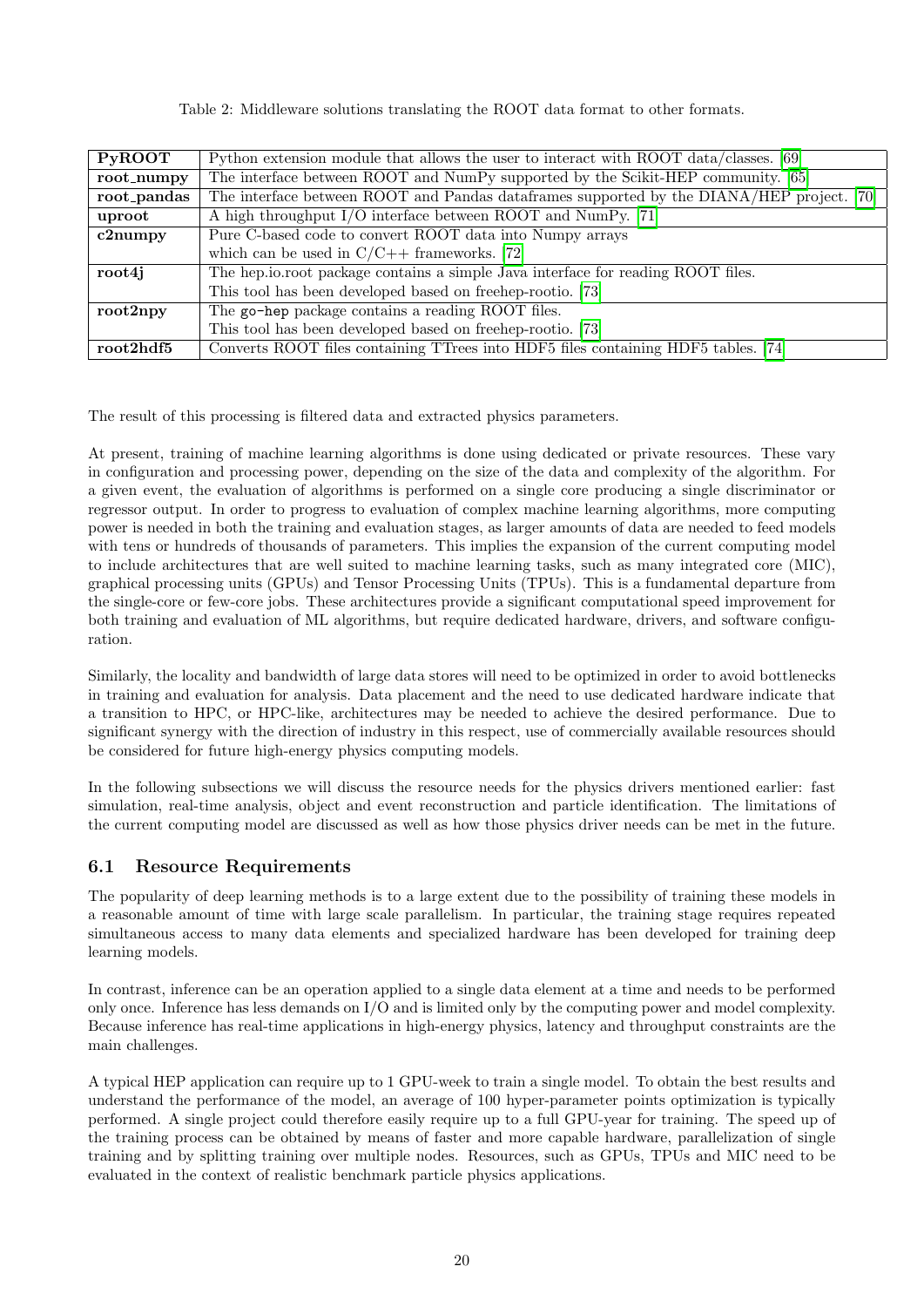Table 2: Middleware solutions translating the ROOT data format to other formats.

| | |
|---|---|
| **PyROOT** | Python extension module that allows the user to interact with ROOT data/classes. [69] |
| **root_numpy** | The interface between ROOT and NumPy supported by the Scikit-HEP community. [65] |
| **root_pandas** | The interface between ROOT and Pandas dataframes supported by the DIANA/HEP project. [70] |
| **uproot** | A high throughput I/O interface between ROOT and NumPy. [71] |
| **c2numpy** | Pure C-based code to convert ROOT data into Numpy arrays which can be used in C/C++ frameworks. [72] |
| **root4j** | The hep.io.root package contains a simple Java interface for reading ROOT files. This tool has been developed based on freehep-rootio. [73] |
| **root2npy** | The `go-hep` package contains a reading ROOT files. This tool has been developed based on freehep-rootio. [73] |
| **root2hdf5** | Converts ROOT files containing TTrees into HDF5 files containing HDF5 tables. [74] |

The result of this processing is filtered data and extracted physics parameters.

At present, training of machine learning algorithms is done using dedicated or private resources. These vary in configuration and processing power, depending on the size of the data and complexity of the algorithm. For a given event, the evaluation of algorithms is performed on a single core producing a single discriminator or regressor output. In order to progress to evaluation of complex machine learning algorithms, more computing power is needed in both the training and evaluation stages, as larger amounts of data are needed to feed models with tens or hundreds of thousands of parameters. This implies the expansion of the current computing model to include architectures that are well suited to machine learning tasks, such as many integrated core (MIC), graphical processing units (GPUs) and Tensor Processing Units (TPUs). This is a fundamental departure from the single-core or few-core jobs. These architectures provide a significant computational speed improvement for both training and evaluation of ML algorithms, but require dedicated hardware, drivers, and software configuration.

Similarly, the locality and bandwidth of large data stores will need to be optimized in order to avoid bottlenecks in training and evaluation for analysis. Data placement and the need to use dedicated hardware indicate that a transition to HPC, or HPC-like, architectures may be needed to achieve the desired performance. Due to significant synergy with the direction of industry in this respect, use of commercially available resources should be considered for future high-energy physics computing models.

In the following subsections we will discuss the resource needs for the physics drivers mentioned earlier: fast simulation, real-time analysis, object and event reconstruction and particle identification. The limitations of the current computing model are discussed as well as how those physics driver needs can be met in the future.

## 6.1 Resource Requirements

The popularity of deep learning methods is to a large extent due to the possibility of training these models in a reasonable amount of time with large scale parallelism. In particular, the training stage requires repeated simultaneous access to many data elements and specialized hardware has been developed for training deep learning models.

In contrast, inference can be an operation applied to a single data element at a time and needs to be performed only once. Inference has less demands on I/O and is limited only by the computing power and model complexity. Because inference has real-time applications in high-energy physics, latency and throughput constraints are the main challenges.

A typical HEP application can require up to 1 GPU-week to train a single model. To obtain the best results and understand the performance of the model, an average of 100 hyper-parameter points optimization is typically performed. A single project could therefore easily require up to a full GPU-year for training. The speed up of the training process can be obtained by means of faster and more capable hardware, parallelization of single training and by splitting training over multiple nodes. Resources, such as GPUs, TPUs and MIC need to be evaluated in the context of realistic benchmark particle physics applications.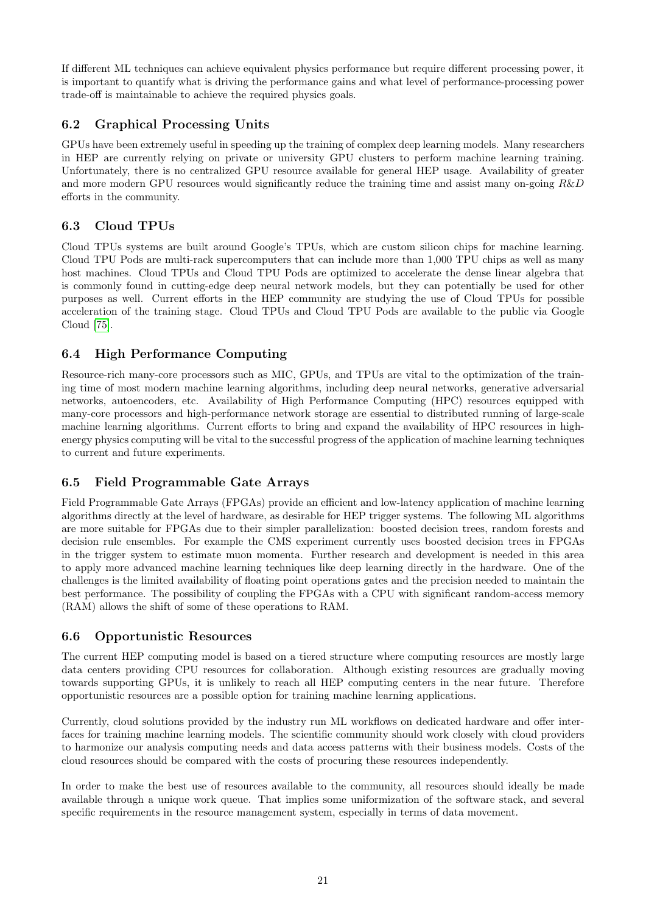If different ML techniques can achieve equivalent physics performance but require different processing power, it is important to quantify what is driving the performance gains and what level of performance-processing power trade-off is maintainable to achieve the required physics goals.

## 6.2 Graphical Processing Units

GPUs have been extremely useful in speeding up the training of complex deep learning models. Many researchers in HEP are currently relying on private or university GPU clusters to perform machine learning training. Unfortunately, there is no centralized GPU resource available for general HEP usage. Availability of greater and more modern GPU resources would significantly reduce the training time and assist many on-going *R&D* efforts in the community.

## 6.3 Cloud TPUs

Cloud TPUs systems are built around Google's TPUs, which are custom silicon chips for machine learning. Cloud TPU Pods are multi-rack supercomputers that can include more than 1,000 TPU chips as well as many host machines. Cloud TPUs and Cloud TPU Pods are optimized to accelerate the dense linear algebra that is commonly found in cutting-edge deep neural network models, but they can potentially be used for other purposes as well. Current efforts in the HEP community are studying the use of Cloud TPUs for possible acceleration of the training stage. Cloud TPUs and Cloud TPU Pods are available to the public via Google Cloud [75].

## 6.4 High Performance Computing

Resource-rich many-core processors such as MIC, GPUs, and TPUs are vital to the optimization of the training time of most modern machine learning algorithms, including deep neural networks, generative adversarial networks, autoencoders, etc. Availability of High Performance Computing (HPC) resources equipped with many-core processors and high-performance network storage are essential to distributed running of large-scale machine learning algorithms. Current efforts to bring and expand the availability of HPC resources in high-energy physics computing will be vital to the successful progress of the application of machine learning techniques to current and future experiments.

## 6.5 Field Programmable Gate Arrays

Field Programmable Gate Arrays (FPGAs) provide an efficient and low-latency application of machine learning algorithms directly at the level of hardware, as desirable for HEP trigger systems. The following ML algorithms are more suitable for FPGAs due to their simpler parallelization: boosted decision trees, random forests and decision rule ensembles. For example the CMS experiment currently uses boosted decision trees in FPGAs in the trigger system to estimate muon momenta. Further research and development is needed in this area to apply more advanced machine learning techniques like deep learning directly in the hardware. One of the challenges is the limited availability of floating point operations gates and the precision needed to maintain the best performance. The possibility of coupling the FPGAs with a CPU with significant random-access memory (RAM) allows the shift of some of these operations to RAM.

## 6.6 Opportunistic Resources

The current HEP computing model is based on a tiered structure where computing resources are mostly large data centers providing CPU resources for collaboration. Although existing resources are gradually moving towards supporting GPUs, it is unlikely to reach all HEP computing centers in the near future. Therefore opportunistic resources are a possible option for training machine learning applications.

Currently, cloud solutions provided by the industry run ML workflows on dedicated hardware and offer interfaces for training machine learning models. The scientific community should work closely with cloud providers to harmonize our analysis computing needs and data access patterns with their business models. Costs of the cloud resources should be compared with the costs of procuring these resources independently.

In order to make the best use of resources available to the community, all resources should ideally be made available through a unique work queue. That implies some uniformization of the software stack, and several specific requirements in the resource management system, especially in terms of data movement.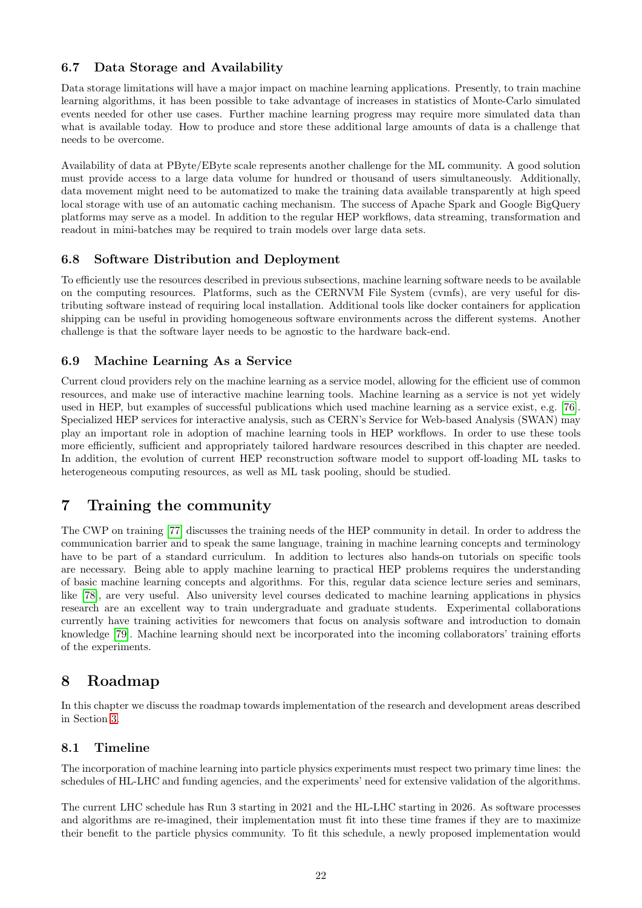### 6.7 Data Storage and Availability

Data storage limitations will have a major impact on machine learning applications. Presently, to train machine learning algorithms, it has been possible to take advantage of increases in statistics of Monte-Carlo simulated events needed for other use cases. Further machine learning progress may require more simulated data than what is available today. How to produce and store these additional large amounts of data is a challenge that needs to be overcome.

Availability of data at PByte/EByte scale represents another challenge for the ML community. A good solution must provide access to a large data volume for hundred or thousand of users simultaneously. Additionally, data movement might need to be automatized to make the training data available transparently at high speed local storage with use of an automatic caching mechanism. The success of Apache Spark and Google BigQuery platforms may serve as a model. In addition to the regular HEP workflows, data streaming, transformation and readout in mini-batches may be required to train models over large data sets.

### 6.8 Software Distribution and Deployment

To efficiently use the resources described in previous subsections, machine learning software needs to be available on the computing resources. Platforms, such as the CERNVM File System (cvmfs), are very useful for distributing software instead of requiring local installation. Additional tools like docker containers for application shipping can be useful in providing homogeneous software environments across the different systems. Another challenge is that the software layer needs to be agnostic to the hardware back-end.

### 6.9 Machine Learning As a Service

Current cloud providers rely on the machine learning as a service model, allowing for the efficient use of common resources, and make use of interactive machine learning tools. Machine learning as a service is not yet widely used in HEP, but examples of successful publications which used machine learning as a service exist, e.g. [76]. Specialized HEP services for interactive analysis, such as CERN's Service for Web-based Analysis (SWAN) may play an important role in adoption of machine learning tools in HEP workflows. In order to use these tools more efficiently, sufficient and appropriately tailored hardware resources described in this chapter are needed. In addition, the evolution of current HEP reconstruction software model to support off-loading ML tasks to heterogeneous computing resources, as well as ML task pooling, should be studied.

## 7 Training the community

The CWP on training [77] discusses the training needs of the HEP community in detail. In order to address the communication barrier and to speak the same language, training in machine learning concepts and terminology have to be part of a standard curriculum. In addition to lectures also hands-on tutorials on specific tools are necessary. Being able to apply machine learning to practical HEP problems requires the understanding of basic machine learning concepts and algorithms. For this, regular data science lecture series and seminars, like [78], are very useful. Also university level courses dedicated to machine learning applications in physics research are an excellent way to train undergraduate and graduate students. Experimental collaborations currently have training activities for newcomers that focus on analysis software and introduction to domain knowledge [79]. Machine learning should next be incorporated into the incoming collaborators' training efforts of the experiments.

## 8 Roadmap

In this chapter we discuss the roadmap towards implementation of the research and development areas described in Section 3.

### 8.1 Timeline

The incorporation of machine learning into particle physics experiments must respect two primary time lines: the schedules of HL-LHC and funding agencies, and the experiments' need for extensive validation of the algorithms.

The current LHC schedule has Run 3 starting in 2021 and the HL-LHC starting in 2026. As software processes and algorithms are re-imagined, their implementation must fit into these time frames if they are to maximize their benefit to the particle physics community. To fit this schedule, a newly proposed implementation would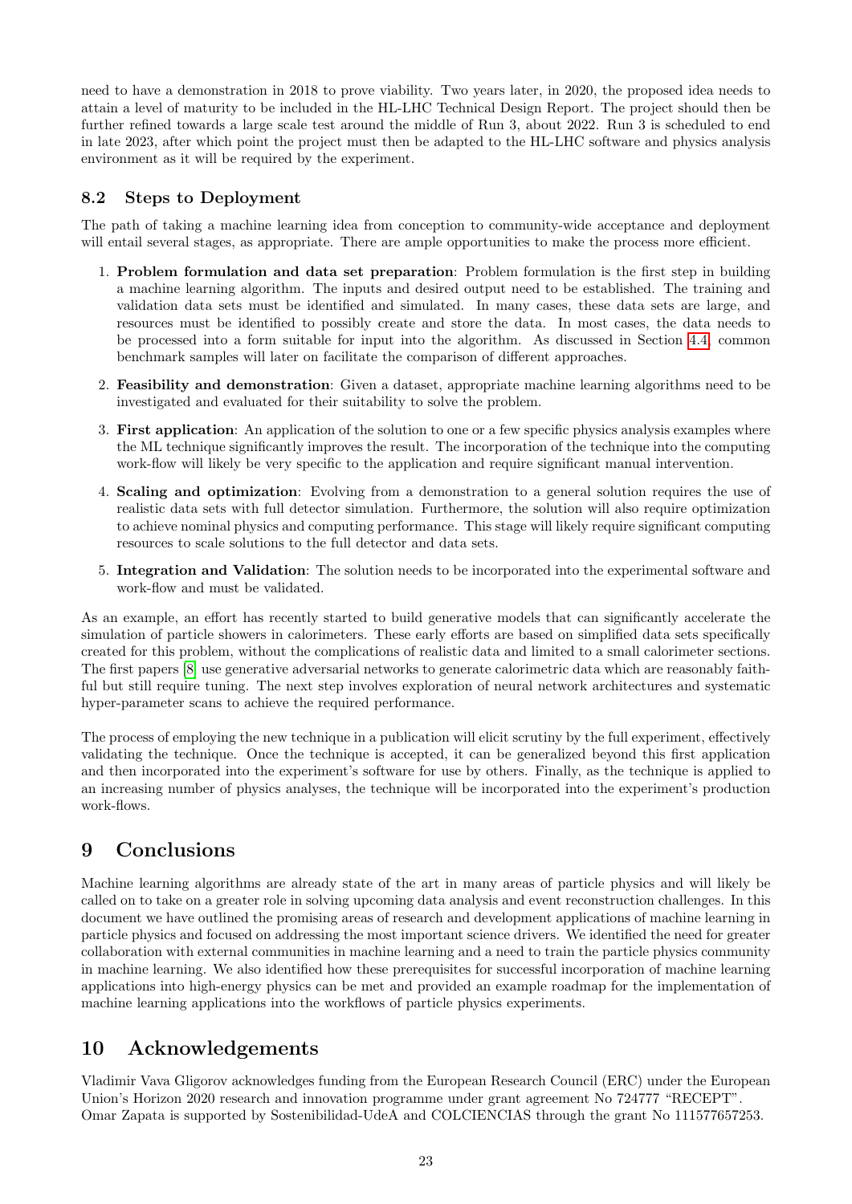need to have a demonstration in 2018 to prove viability. Two years later, in 2020, the proposed idea needs to attain a level of maturity to be included in the HL-LHC Technical Design Report. The project should then be further refined towards a large scale test around the middle of Run 3, about 2022. Run 3 is scheduled to end in late 2023, after which point the project must then be adapted to the HL-LHC software and physics analysis environment as it will be required by the experiment.

### 8.2 Steps to Deployment

The path of taking a machine learning idea from conception to community-wide acceptance and deployment will entail several stages, as appropriate. There are ample opportunities to make the process more efficient.

1. **Problem formulation and data set preparation**: Problem formulation is the first step in building a machine learning algorithm. The inputs and desired output need to be established. The training and validation data sets must be identified and simulated. In many cases, these data sets are large, and resources must be identified to possibly create and store the data. In most cases, the data needs to be processed into a form suitable for input into the algorithm. As discussed in Section 4.4, common benchmark samples will later on facilitate the comparison of different approaches.
2. **Feasibility and demonstration**: Given a dataset, appropriate machine learning algorithms need to be investigated and evaluated for their suitability to solve the problem.
3. **First application**: An application of the solution to one or a few specific physics analysis examples where the ML technique significantly improves the result. The incorporation of the technique into the computing work-flow will likely be very specific to the application and require significant manual intervention.
4. **Scaling and optimization**: Evolving from a demonstration to a general solution requires the use of realistic data sets with full detector simulation. Furthermore, the solution will also require optimization to achieve nominal physics and computing performance. This stage will likely require significant computing resources to scale solutions to the full detector and data sets.
5. **Integration and Validation**: The solution needs to be incorporated into the experimental software and work-flow and must be validated.

As an example, an effort has recently started to build generative models that can significantly accelerate the simulation of particle showers in calorimeters. These early efforts are based on simplified data sets specifically created for this problem, without the complications of realistic data and limited to a small calorimeter sections. The first papers [8] use generative adversarial networks to generate calorimetric data which are reasonably faithful but still require tuning. The next step involves exploration of neural network architectures and systematic hyper-parameter scans to achieve the required performance.

The process of employing the new technique in a publication will elicit scrutiny by the full experiment, effectively validating the technique. Once the technique is accepted, it can be generalized beyond this first application and then incorporated into the experiment's software for use by others. Finally, as the technique is applied to an increasing number of physics analyses, the technique will be incorporated into the experiment's production work-flows.

## 9 Conclusions

Machine learning algorithms are already state of the art in many areas of particle physics and will likely be called on to take on a greater role in solving upcoming data analysis and event reconstruction challenges. In this document we have outlined the promising areas of research and development applications of machine learning in particle physics and focused on addressing the most important science drivers. We identified the need for greater collaboration with external communities in machine learning and a need to train the particle physics community in machine learning. We also identified how these prerequisites for successful incorporation of machine learning applications into high-energy physics can be met and provided an example roadmap for the implementation of machine learning applications into the workflows of particle physics experiments.

## 10 Acknowledgements

Vladimir Vava Gligorov acknowledges funding from the European Research Council (ERC) under the European Union's Horizon 2020 research and innovation programme under grant agreement No 724777 "RECEPT".
Omar Zapata is supported by Sostenibilidad-UdeA and COLCIENCIAS through the grant No 111577657253.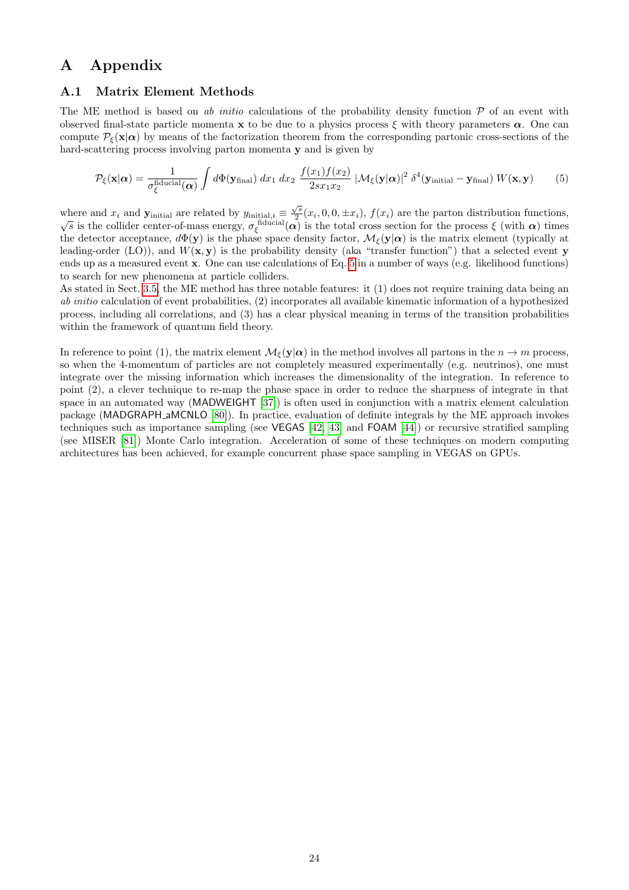# A Appendix

## A.1 Matrix Element Methods

The ME method is based on *ab initio* calculations of the probability density function $\mathcal{P}$ of an event with observed final-state particle momenta $\mathbf{x}$ to be due to a physics process $\xi$ with theory parameters $\boldsymbol{\alpha}$. One can compute $\mathcal{P}_\xi(\mathbf{x}|\boldsymbol{\alpha})$ by means of the factorization theorem from the corresponding partonic cross-sections of the hard-scattering process involving parton momenta $\mathbf{y}$ and is given by

$$\mathcal{P}_\xi(\mathbf{x}|\boldsymbol{\alpha}) = \frac{1}{\sigma_\xi^{\text{fiducial}}(\boldsymbol{\alpha})} \int d\Phi(\mathbf{y}_{\text{final}})\, dx_1\, dx_2\, \frac{f(x_1)f(x_2)}{2sx_1x_2}\, |\mathcal{M}_\xi(\mathbf{y}|\boldsymbol{\alpha})|^2\, \delta^4(\mathbf{y}_{\text{initial}} - \mathbf{y}_{\text{final}})\, W(\mathbf{x}, \mathbf{y}) \tag{5}$$

where and $x_i$ and $\mathbf{y}_{\text{initial}}$ are related by $y_{\text{initial},i} \equiv \frac{\sqrt{s}}{2}(x_i, 0, 0, \pm x_i)$, $f(x_i)$ are the parton distribution functions, $\sqrt{s}$ is the collider center-of-mass energy, $\sigma_\xi^{\text{fiducial}}(\boldsymbol{\alpha})$ is the total cross section for the process $\xi$ (with $\boldsymbol{\alpha}$) times the detector acceptance, $d\Phi(\mathbf{y})$ is the phase space density factor, $\mathcal{M}_\xi(\mathbf{y}|\boldsymbol{\alpha})$ is the matrix element (typically at leading-order (LO)), and $W(\mathbf{x}, \mathbf{y})$ is the probability density (aka "transfer function") that a selected event $\mathbf{y}$ ends up as a measured event $\mathbf{x}$. One can use calculations of Eq. 5 in a number of ways (e.g. likelihood functions) to search for new phenomena at particle colliders.

As stated in Sect. 3.5, the ME method has three notable features: it (1) does not require training data being an *ab initio* calculation of event probabilities, (2) incorporates all available kinematic information of a hypothesized process, including all correlations, and (3) has a clear physical meaning in terms of the transition probabilities within the framework of quantum field theory.

In reference to point (1), the matrix element $\mathcal{M}_\xi(\mathbf{y}|\boldsymbol{\alpha})$ in the method involves all partons in the $n \to m$ process, so when the 4-momentum of particles are not completely measured experimentally (e.g. neutrinos), one must integrate over the missing information which increases the dimensionality of the integration. In reference to point (2), a clever technique to re-map the phase space in order to reduce the sharpness of integrate in that space in an automated way (MADWEIGHT [37]) is often used in conjunction with a matrix element calculation package (MADGRAPH_aMCNLO [80]). In practice, evaluation of definite integrals by the ME approach invokes techniques such as importance sampling (see VEGAS [42, 43] and FOAM [44]) or recursive stratified sampling (see MISER [81]) Monte Carlo integration. Acceleration of some of these techniques on modern computing architectures has been achieved, for example concurrent phase space sampling in VEGAS on GPUs.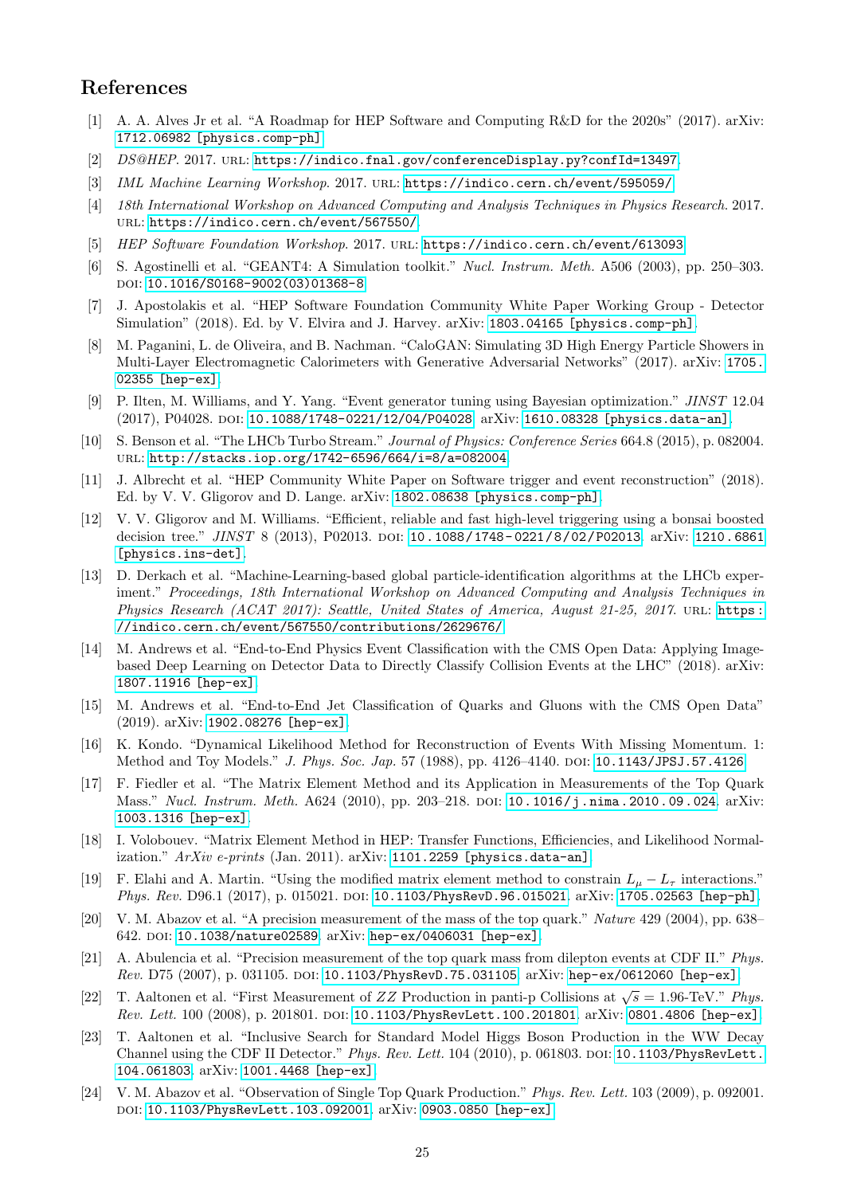# References

[1] A. A. Alves Jr et al. "A Roadmap for HEP Software and Computing R&D for the 2020s" (2017). arXiv: 1712.06982 [physics.comp-ph].

[2] *DS@HEP*. 2017. URL: https://indico.fnal.gov/conferenceDisplay.py?confId=13497.

[3] *IML Machine Learning Workshop*. 2017. URL: https://indico.cern.ch/event/595059/.

[4] *18th International Workshop on Advanced Computing and Analysis Techniques in Physics Research*. 2017. URL: https://indico.cern.ch/event/567550/.

[5] *HEP Software Foundation Workshop*. 2017. URL: https://indico.cern.ch/event/613093.

[6] S. Agostinelli et al. "GEANT4: A Simulation toolkit." *Nucl. Instrum. Meth.* A506 (2003), pp. 250–303. DOI: 10.1016/S0168-9002(03)01368-8.

[7] J. Apostolakis et al. "HEP Software Foundation Community White Paper Working Group - Detector Simulation" (2018). Ed. by V. Elvira and J. Harvey. arXiv: 1803.04165 [physics.comp-ph].

[8] M. Paganini, L. de Oliveira, and B. Nachman. "CaloGAN: Simulating 3D High Energy Particle Showers in Multi-Layer Electromagnetic Calorimeters with Generative Adversarial Networks" (2017). arXiv: 1705.02355 [hep-ex].

[9] P. Ilten, M. Williams, and Y. Yang. "Event generator tuning using Bayesian optimization." *JINST* 12.04 (2017), P04028. DOI: 10.1088/1748-0221/12/04/P04028. arXiv: 1610.08328 [physics.data-an].

[10] S. Benson et al. "The LHCb Turbo Stream." *Journal of Physics: Conference Series* 664.8 (2015), p. 082004. URL: http://stacks.iop.org/1742-6596/664/i=8/a=082004.

[11] J. Albrecht et al. "HEP Community White Paper on Software trigger and event reconstruction" (2018). Ed. by V. V. Gligorov and D. Lange. arXiv: 1802.08638 [physics.comp-ph].

[12] V. V. Gligorov and M. Williams. "Efficient, reliable and fast high-level triggering using a bonsai boosted decision tree." *JINST* 8 (2013), P02013. DOI: 10.1088/1748-0221/8/02/P02013. arXiv: 1210.6861 [physics.ins-det].

[13] D. Derkach et al. "Machine-Learning-based global particle-identification algorithms at the LHCb experiment." *Proceedings, 18th International Workshop on Advanced Computing and Analysis Techniques in Physics Research (ACAT 2017): Seattle, United States of America, August 21-25, 2017.* URL: https://indico.cern.ch/event/567550/contributions/2629676/.

[14] M. Andrews et al. "End-to-End Physics Event Classification with the CMS Open Data: Applying Image-based Deep Learning on Detector Data to Directly Classify Collision Events at the LHC" (2018). arXiv: 1807.11916 [hep-ex].

[15] M. Andrews et al. "End-to-End Jet Classification of Quarks and Gluons with the CMS Open Data" (2019). arXiv: 1902.08276 [hep-ex].

[16] K. Kondo. "Dynamical Likelihood Method for Reconstruction of Events With Missing Momentum. 1: Method and Toy Models." *J. Phys. Soc. Jap.* 57 (1988), pp. 4126–4140. DOI: 10.1143/JPSJ.57.4126.

[17] F. Fiedler et al. "The Matrix Element Method and its Application in Measurements of the Top Quark Mass." *Nucl. Instrum. Meth.* A624 (2010), pp. 203–218. DOI: 10.1016/j.nima.2010.09.024. arXiv: 1003.1316 [hep-ex].

[18] I. Volobouev. "Matrix Element Method in HEP: Transfer Functions, Efficiencies, and Likelihood Normalization." *ArXiv e-prints* (Jan. 2011). arXiv: 1101.2259 [physics.data-an].

[19] F. Elahi and A. Martin. "Using the modified matrix element method to constrain $L_\mu - L_\tau$ interactions." *Phys. Rev.* D96.1 (2017), p. 015021. DOI: 10.1103/PhysRevD.96.015021. arXiv: 1705.02563 [hep-ph].

[20] V. M. Abazov et al. "A precision measurement of the mass of the top quark." *Nature* 429 (2004), pp. 638–642. DOI: 10.1038/nature02589. arXiv: hep-ex/0406031 [hep-ex].

[21] A. Abulencia et al. "Precision measurement of the top quark mass from dilepton events at CDF II." *Phys. Rev.* D75 (2007), p. 031105. DOI: 10.1103/PhysRevD.75.031105. arXiv: hep-ex/0612060 [hep-ex].

[22] T. Aaltonen et al. "First Measurement of $ZZ$ Production in panti-p Collisions at $\sqrt{s} = 1.96$-TeV." *Phys. Rev. Lett.* 100 (2008), p. 201801. DOI: 10.1103/PhysRevLett.100.201801. arXiv: 0801.4806 [hep-ex].

[23] T. Aaltonen et al. "Inclusive Search for Standard Model Higgs Boson Production in the WW Decay Channel using the CDF II Detector." *Phys. Rev. Lett.* 104 (2010), p. 061803. DOI: 10.1103/PhysRevLett.104.061803. arXiv: 1001.4468 [hep-ex].

[24] V. M. Abazov et al. "Observation of Single Top Quark Production." *Phys. Rev. Lett.* 103 (2009), p. 092001. DOI: 10.1103/PhysRevLett.103.092001. arXiv: 0903.0850 [hep-ex].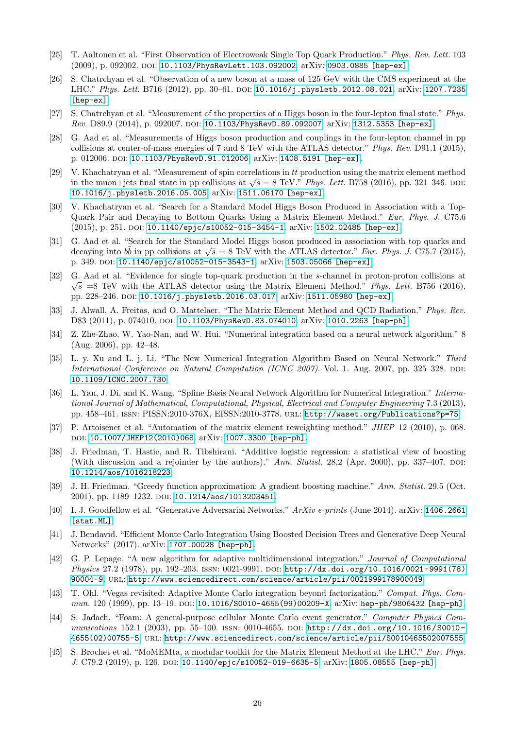[25] T. Aaltonen et al. “First Observation of Electroweak Single Top Quark Production.” *Phys. Rev. Lett.* 103 (2009), p. 092002. DOI: 10.1103/PhysRevLett.103.092002. arXiv: 0903.0885 [hep-ex].

[26] S. Chatrchyan et al. “Observation of a new boson at a mass of 125 GeV with the CMS experiment at the LHC.” *Phys. Lett.* B716 (2012), pp. 30–61. DOI: 10.1016/j.physletb.2012.08.021. arXiv: 1207.7235 [hep-ex].

[27] S. Chatrchyan et al. “Measurement of the properties of a Higgs boson in the four-lepton final state.” *Phys. Rev.* D89.9 (2014), p. 092007. DOI: 10.1103/PhysRevD.89.092007. arXiv: 1312.5353 [hep-ex].

[28] G. Aad et al. “Measurements of Higgs boson production and couplings in the four-lepton channel in pp collisions at center-of-mass energies of 7 and 8 TeV with the ATLAS detector.” *Phys. Rev.* D91.1 (2015), p. 012006. DOI: 10.1103/PhysRevD.91.012006. arXiv: 1408.5191 [hep-ex].

[29] V. Khachatryan et al. “Measurement of spin correlations in $t\bar{t}$ production using the matrix element method in the muon+jets final state in pp collisions at $\sqrt{s}$ = 8 TeV.” *Phys. Lett.* B758 (2016), pp. 321–346. DOI: 10.1016/j.physletb.2016.05.005. arXiv: 1511.06170 [hep-ex].

[30] V. Khachatryan et al. “Search for a Standard Model Higgs Boson Produced in Association with a Top-Quark Pair and Decaying to Bottom Quarks Using a Matrix Element Method.” *Eur. Phys. J.* C75.6 (2015), p. 251. DOI: 10.1140/epjc/s10052-015-3454-1. arXiv: 1502.02485 [hep-ex].

[31] G. Aad et al. “Search for the Standard Model Higgs boson produced in association with top quarks and decaying into $b\bar{b}$ in pp collisions at $\sqrt{s}$ = 8 TeV with the ATLAS detector.” *Eur. Phys. J.* C75.7 (2015), p. 349. DOI: 10.1140/epjc/s10052-015-3543-1. arXiv: 1503.05066 [hep-ex].

[32] G. Aad et al. “Evidence for single top-quark production in the $s$-channel in proton-proton collisions at $\sqrt{s}$ =8 TeV with the ATLAS detector using the Matrix Element Method.” *Phys. Lett.* B756 (2016), pp. 228–246. DOI: 10.1016/j.physletb.2016.03.017. arXiv: 1511.05980 [hep-ex].

[33] J. Alwall, A. Freitas, and O. Mattelaer. “The Matrix Element Method and QCD Radiation.” *Phys. Rev.* D83 (2011), p. 074010. DOI: 10.1103/PhysRevD.83.074010. arXiv: 1010.2263 [hep-ph].

[34] Z. Zhe-Zhao, W. Yao-Nan, and W. Hui. “Numerical integration based on a neural network algorithm.” 8 (Aug. 2006), pp. 42–48.

[35] L. y. Xu and L. j. Li. “The New Numerical Integration Algorithm Based on Neural Network.” *Third International Conference on Natural Computation (ICNC 2007)*. Vol. 1. Aug. 2007, pp. 325–328. DOI: 10.1109/ICNC.2007.730.

[36] L. Yan, J. Di, and K. Wang. “Spline Basis Neural Network Algorithm for Numerical Integration.” *International Journal of Mathematical, Computational, Physical, Electrical and Computer Engineering* 7.3 (2013), pp. 458–461. ISSN: PISSN:2010-376X, EISSN:2010-3778. URL: http://waset.org/Publications?p=75.

[37] P. Artoisenet et al. “Automation of the matrix element reweighting method.” *JHEP* 12 (2010), p. 068. DOI: 10.1007/JHEP12(2010)068. arXiv: 1007.3300 [hep-ph].

[38] J. Friedman, T. Hastie, and R. Tibshirani. “Additive logistic regression: a statistical view of boosting (With discussion and a rejoinder by the authors).” *Ann. Statist.* 28.2 (Apr. 2000), pp. 337–407. DOI: 10.1214/aos/1016218223.

[39] J. H. Friedman. “Greedy function approximation: A gradient boosting machine.” *Ann. Statist.* 29.5 (Oct. 2001), pp. 1189–1232. DOI: 10.1214/aos/1013203451.

[40] I. J. Goodfellow et al. “Generative Adversarial Networks.” *ArXiv e-prints* (June 2014). arXiv: 1406.2661 [stat.ML].

[41] J. Bendavid. “Efficient Monte Carlo Integration Using Boosted Decision Trees and Generative Deep Neural Networks” (2017). arXiv: 1707.00028 [hep-ph].

[42] G. P. Lepage. “A new algorithm for adaptive multidimensional integration.” *Journal of Computational Physics* 27.2 (1978), pp. 192–203. ISSN: 0021-9991. DOI: http://dx.doi.org/10.1016/0021-9991(78)90004-9. URL: http://www.sciencedirect.com/science/article/pii/0021999178900049.

[43] T. Ohl. “Vegas revisited: Adaptive Monte Carlo integration beyond factorization.” *Comput. Phys. Commun.* 120 (1999), pp. 13–19. DOI: 10.1016/S0010-4655(99)00209-X. arXiv: hep-ph/9806432 [hep-ph].

[44] S. Jadach. “Foam: A general-purpose cellular Monte Carlo event generator.” *Computer Physics Communications* 152.1 (2003), pp. 55–100. ISSN: 0010-4655. DOI: http://dx.doi.org/10.1016/S0010-4655(02)00755-5. URL: http://www.sciencedirect.com/science/article/pii/S0010465502007555.

[45] S. Brochet et al. “MoMEMta, a modular toolkit for the Matrix Element Method at the LHC.” *Eur. Phys. J.* C79.2 (2019), p. 126. DOI: 10.1140/epjc/s10052-019-6635-5. arXiv: 1805.08555 [hep-ph].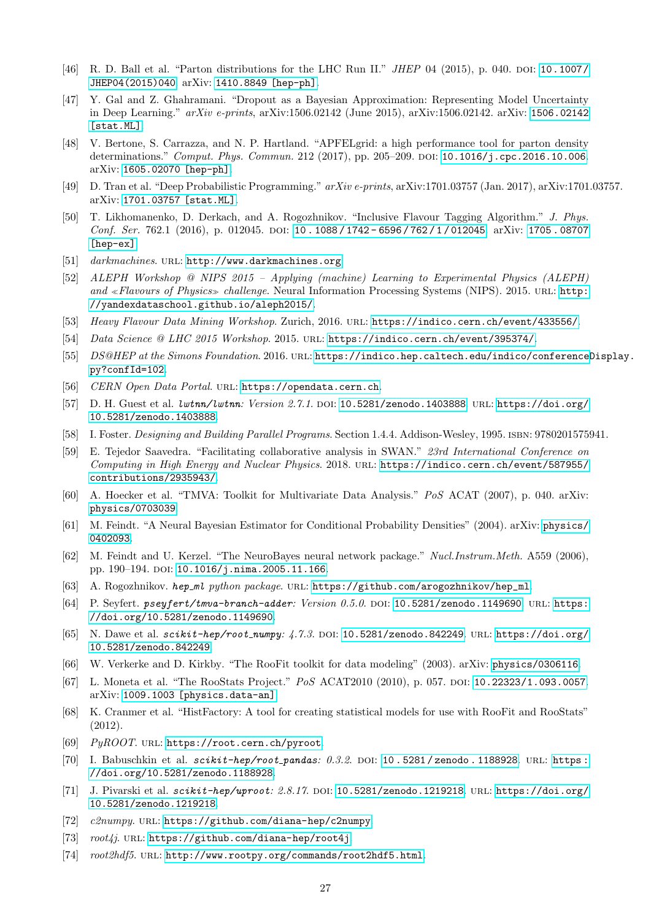[46] R. D. Ball et al. "Parton distributions for the LHC Run II." *JHEP* 04 (2015), p. 040. DOI: 10.1007/JHEP04(2015)040. arXiv: 1410.8849 [hep-ph].

[47] Y. Gal and Z. Ghahramani. "Dropout as a Bayesian Approximation: Representing Model Uncertainty in Deep Learning." *arXiv e-prints*, arXiv:1506.02142 (June 2015), arXiv:1506.02142. arXiv: 1506.02142 [stat.ML].

[48] V. Bertone, S. Carrazza, and N. P. Hartland. "APFELgrid: a high performance tool for parton density determinations." *Comput. Phys. Commun.* 212 (2017), pp. 205–209. DOI: 10.1016/j.cpc.2016.10.006. arXiv: 1605.02070 [hep-ph].

[49] D. Tran et al. "Deep Probabilistic Programming." *arXiv e-prints*, arXiv:1701.03757 (Jan. 2017), arXiv:1701.03757. arXiv: 1701.03757 [stat.ML].

[50] T. Likhomanenko, D. Derkach, and A. Rogozhnikov. "Inclusive Flavour Tagging Algorithm." *J. Phys. Conf. Ser.* 762.1 (2016), p. 012045. DOI: 10.1088/1742-6596/762/1/012045. arXiv: 1705.08707 [hep-ex].

[51] *darkmachines*. URL: http://www.darkmachines.org.

[52] *ALEPH Workshop @ NIPS 2015 – Applying (machine) Learning to Experimental Physics (ALEPH) and «Flavours of Physics» challenge*. Neural Information Processing Systems (NIPS). 2015. URL: http://yandexdataschool.github.io/aleph2015/.

[53] *Heavy Flavour Data Mining Workshop*. Zurich, 2016. URL: https://indico.cern.ch/event/433556/.

[54] *Data Science @ LHC 2015 Workshop*. 2015. URL: https://indico.cern.ch/event/395374/.

[55] *DS@HEP at the Simons Foundation*. 2016. URL: https://indico.hep.caltech.edu/indico/conferenceDisplay.py?confId=102.

[56] *CERN Open Data Portal*. URL: https://opendata.cern.ch.

[57] D. H. Guest et al. *lwtnn/lwtnn: Version 2.7.1*. DOI: 10.5281/zenodo.1403888. URL: https://doi.org/10.5281/zenodo.1403888.

[58] I. Foster. *Designing and Building Parallel Programs*. Section 1.4.4. Addison-Wesley, 1995. ISBN: 9780201575941.

[59] E. Tejedor Saavedra. "Facilitating collaborative analysis in SWAN." *23rd International Conference on Computing in High Energy and Nuclear Physics*. 2018. URL: https://indico.cern.ch/event/587955/contributions/2935943/.

[60] A. Hoecker et al. "TMVA: Toolkit for Multivariate Data Analysis." *PoS* ACAT (2007), p. 040. arXiv: physics/0703039.

[61] M. Feindt. "A Neural Bayesian Estimator for Conditional Probability Densities" (2004). arXiv: physics/0402093.

[62] M. Feindt and U. Kerzel. "The NeuroBayes neural network package." *Nucl.Instrum.Meth.* A559 (2006), pp. 190–194. DOI: 10.1016/j.nima.2005.11.166.

[63] A. Rogozhnikov. *hep_ml python package*. URL: https://github.com/arogozhnikov/hep_ml.

[64] P. Seyfert. *pseyfert/tmva-branch-adder: Version 0.5.0*. DOI: 10.5281/zenodo.1149690. URL: https://doi.org/10.5281/zenodo.1149690.

[65] N. Dawe et al. *scikit-hep/root_numpy: 4.7.3*. DOI: 10.5281/zenodo.842249. URL: https://doi.org/10.5281/zenodo.842249.

[66] W. Verkerke and D. Kirkby. "The RooFit toolkit for data modeling" (2003). arXiv: physics/0306116.

[67] L. Moneta et al. "The RooStats Project." *PoS* ACAT2010 (2010), p. 057. DOI: 10.22323/1.093.0057. arXiv: 1009.1003 [physics.data-an].

[68] K. Cranmer et al. "HistFactory: A tool for creating statistical models for use with RooFit and RooStats" (2012).

[69] *PyROOT*. URL: https://root.cern.ch/pyroot.

[70] I. Babuschkin et al. *scikit-hep/root_pandas: 0.3.2*. DOI: 10.5281/zenodo.1188928. URL: https://doi.org/10.5281/zenodo.1188928.

[71] J. Pivarski et al. *scikit-hep/uproot: 2.8.17*. DOI: 10.5281/zenodo.1219218. URL: https://doi.org/10.5281/zenodo.1219218.

[72] *c2numpy*. URL: https://github.com/diana-hep/c2numpy.

[73] *root4j*. URL: https://github.com/diana-hep/root4j.

[74] *root2hdf5*. URL: http://www.rootpy.org/commands/root2hdf5.html.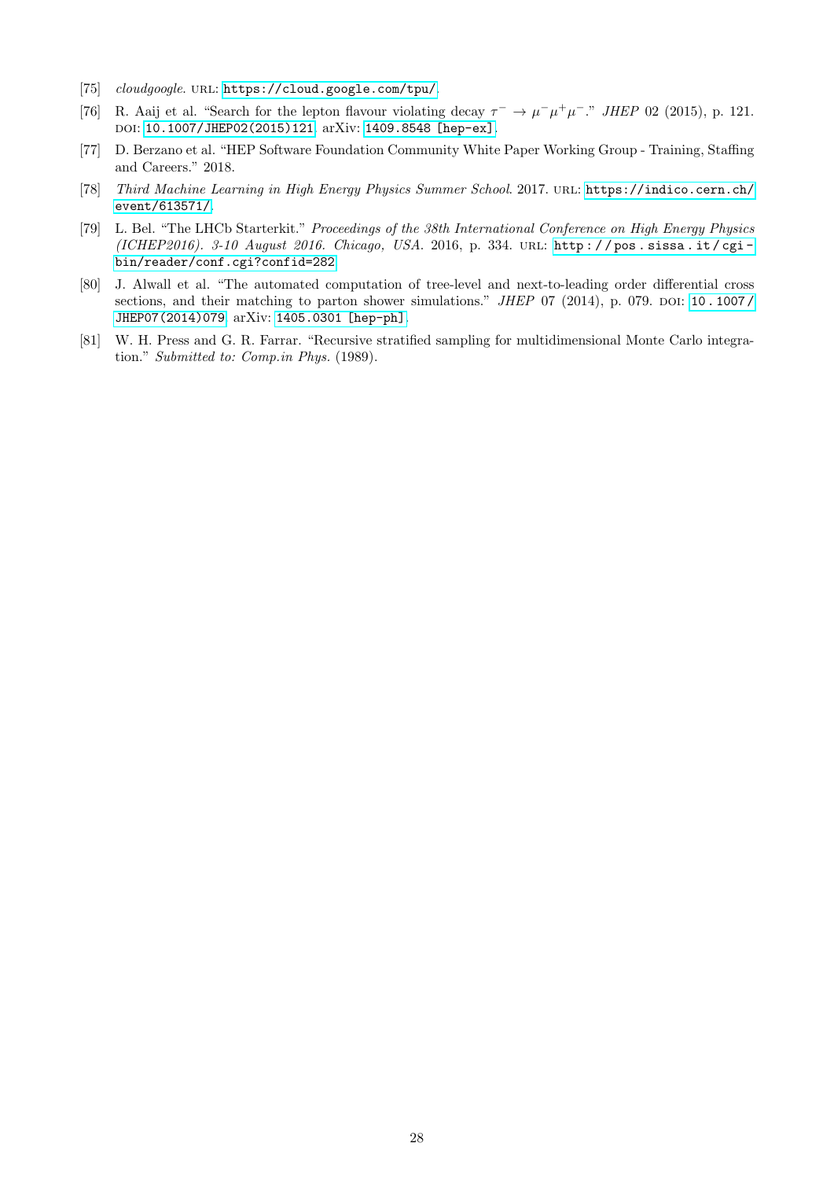[75] *cloudgoogle*. URL: https://cloud.google.com/tpu/.

[76] R. Aaij et al. "Search for the lepton flavour violating decay $\tau^- \to \mu^-\mu^+\mu^-$." *JHEP* 02 (2015), p. 121. DOI: 10.1007/JHEP02(2015)121. arXiv: 1409.8548 [hep-ex].

[77] D. Berzano et al. "HEP Software Foundation Community White Paper Working Group - Training, Staffing and Careers." 2018.

[78] *Third Machine Learning in High Energy Physics Summer School*. 2017. URL: https://indico.cern.ch/event/613571/.

[79] L. Bel. "The LHCb Starterkit." *Proceedings of the 38th International Conference on High Energy Physics (ICHEP2016). 3-10 August 2016. Chicago, USA*. 2016, p. 334. URL: http://pos.sissa.it/cgi-bin/reader/conf.cgi?confid=282.

[80] J. Alwall et al. "The automated computation of tree-level and next-to-leading order differential cross sections, and their matching to parton shower simulations." *JHEP* 07 (2014), p. 079. DOI: 10.1007/JHEP07(2014)079. arXiv: 1405.0301 [hep-ph].

[81] W. H. Press and G. R. Farrar. "Recursive stratified sampling for multidimensional Monte Carlo integration." *Submitted to: Comp.in Phys.* (1989).